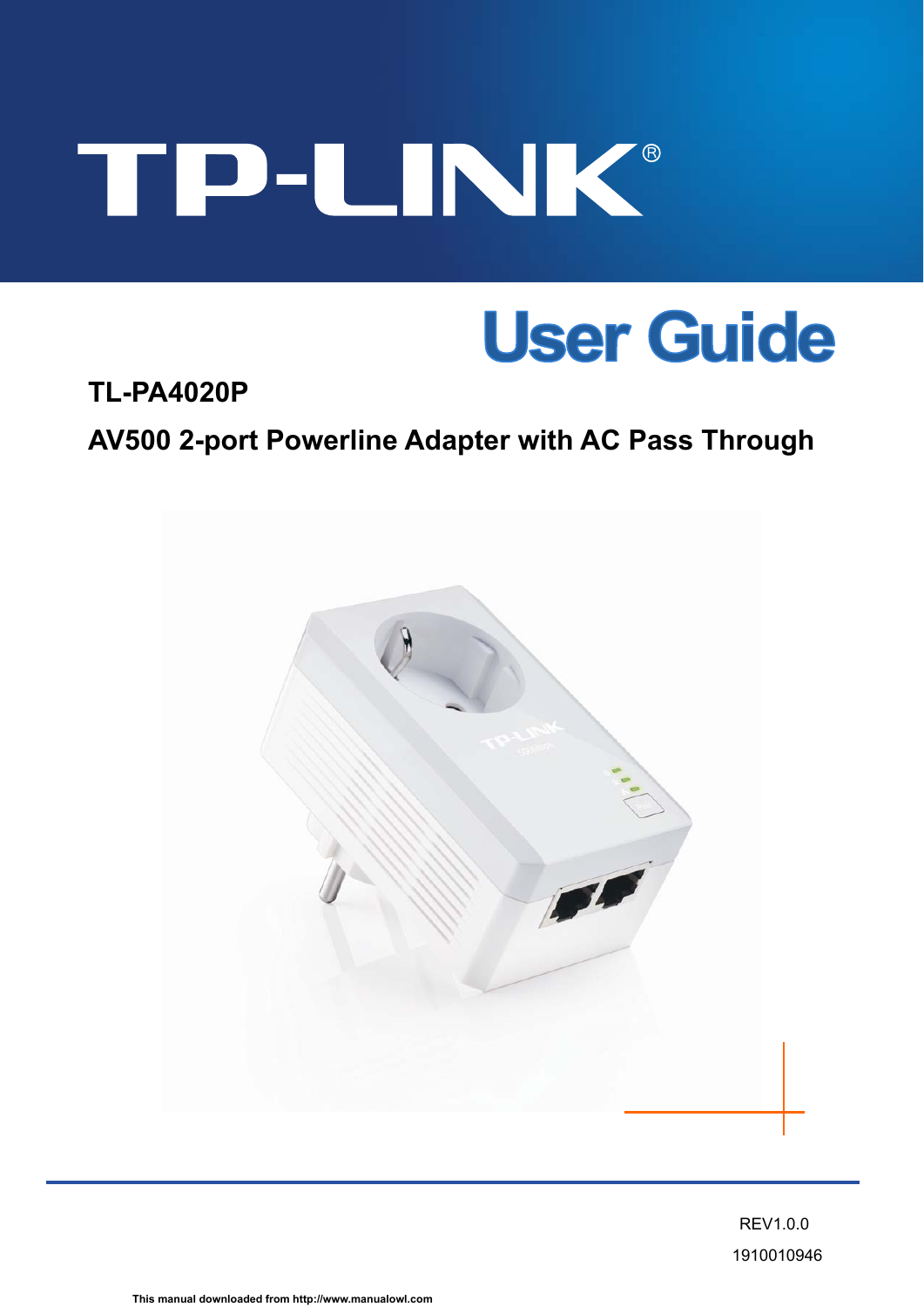# TP-LINK®

## User Guide

**TL-PA4020P**

**AV500 2-port Powerline Adapter with AC Pass Through**

REV1.0.0

1910010946

This manual downloaded from http://www.manualowl.com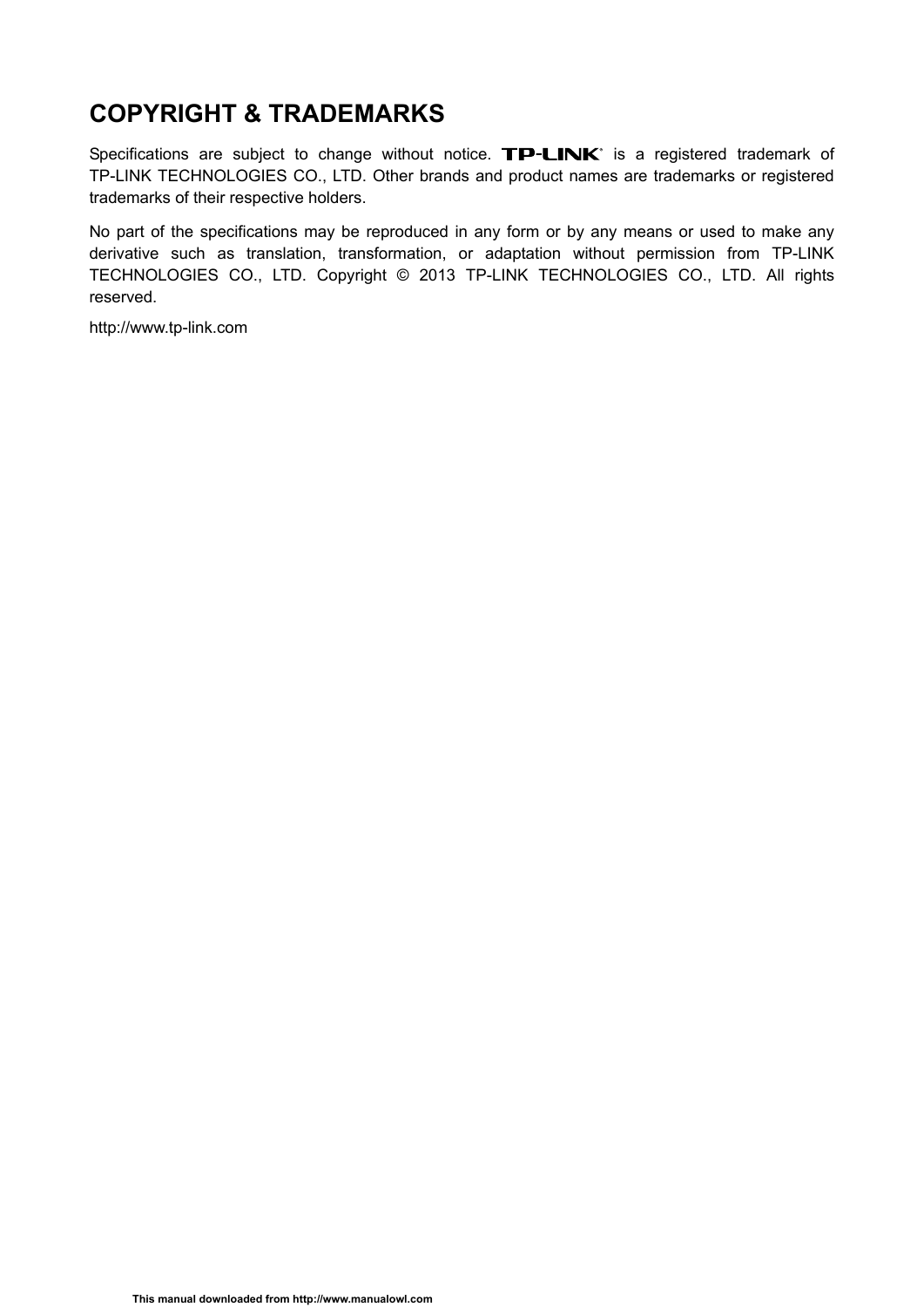# COPYRIGHT & TRADEMARKS

Specifications are subject to change without notice. TP-LINK® is a registered trademark of TP-LINK TECHNOLOGIES CO., LTD. Other brands and product names are trademarks or registered trademarks of their respective holders.

No part of the specifications may be reproduced in any form or by any means or used to make any derivative such as translation, transformation, or adaptation without permission from TP-LINK TECHNOLOGIES CO., LTD. Copyright © 2013 TP-LINK TECHNOLOGIES CO., LTD. All rights reserved.

http://www.tp-link.com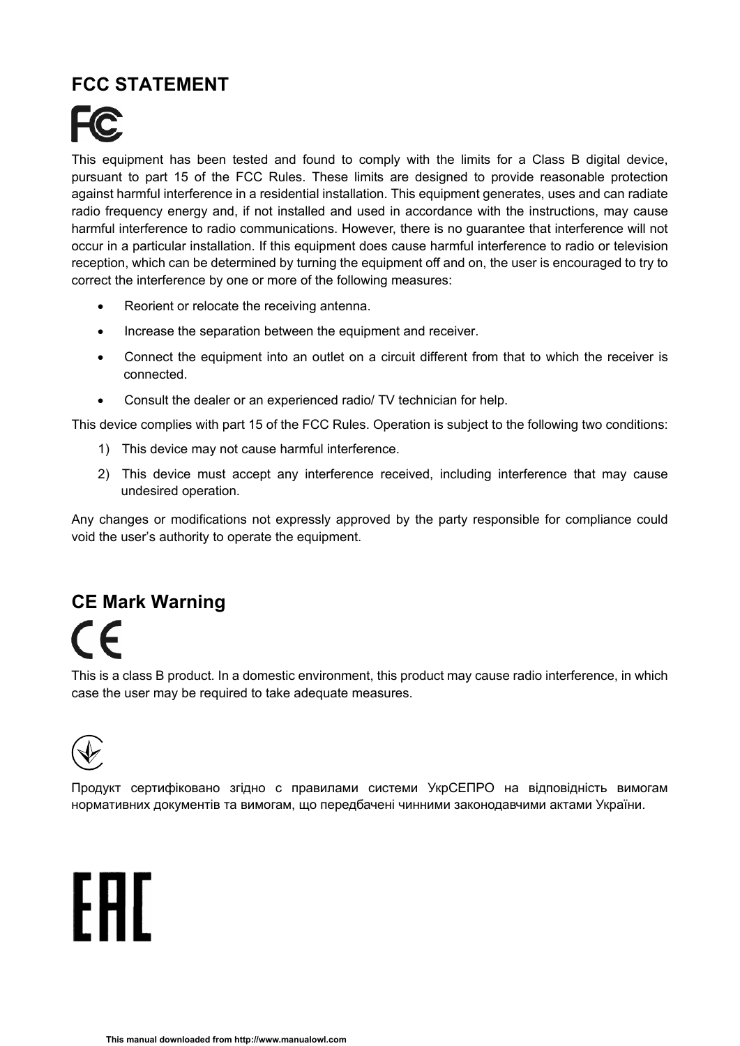## FCC STATEMENT

This equipment has been tested and found to comply with the limits for a Class B digital device, pursuant to part 15 of the FCC Rules. These limits are designed to provide reasonable protection against harmful interference in a residential installation. This equipment generates, uses and can radiate radio frequency energy and, if not installed and used in accordance with the instructions, may cause harmful interference to radio communications. However, there is no guarantee that interference will not occur in a particular installation. If this equipment does cause harmful interference to radio or television reception, which can be determined by turning the equipment off and on, the user is encouraged to try to correct the interference by one or more of the following measures:

- Reorient or relocate the receiving antenna.
- Increase the separation between the equipment and receiver.
- Connect the equipment into an outlet on a circuit different from that to which the receiver is connected.
- Consult the dealer or an experienced radio/ TV technician for help.

This device complies with part 15 of the FCC Rules. Operation is subject to the following two conditions:

1) This device may not cause harmful interference.
2) This device must accept any interference received, including interference that may cause undesired operation.

Any changes or modifications not expressly approved by the party responsible for compliance could void the user's authority to operate the equipment.

## CE Mark Warning

This is a class B product. In a domestic environment, this product may cause radio interference, in which case the user may be required to take adequate measures.

Продукт сертифіковано згідно с правилами системи УкрСЕПРО на відповідність вимогам нормативних документів та вимогам, що передбачені чинними законодавчими актами України.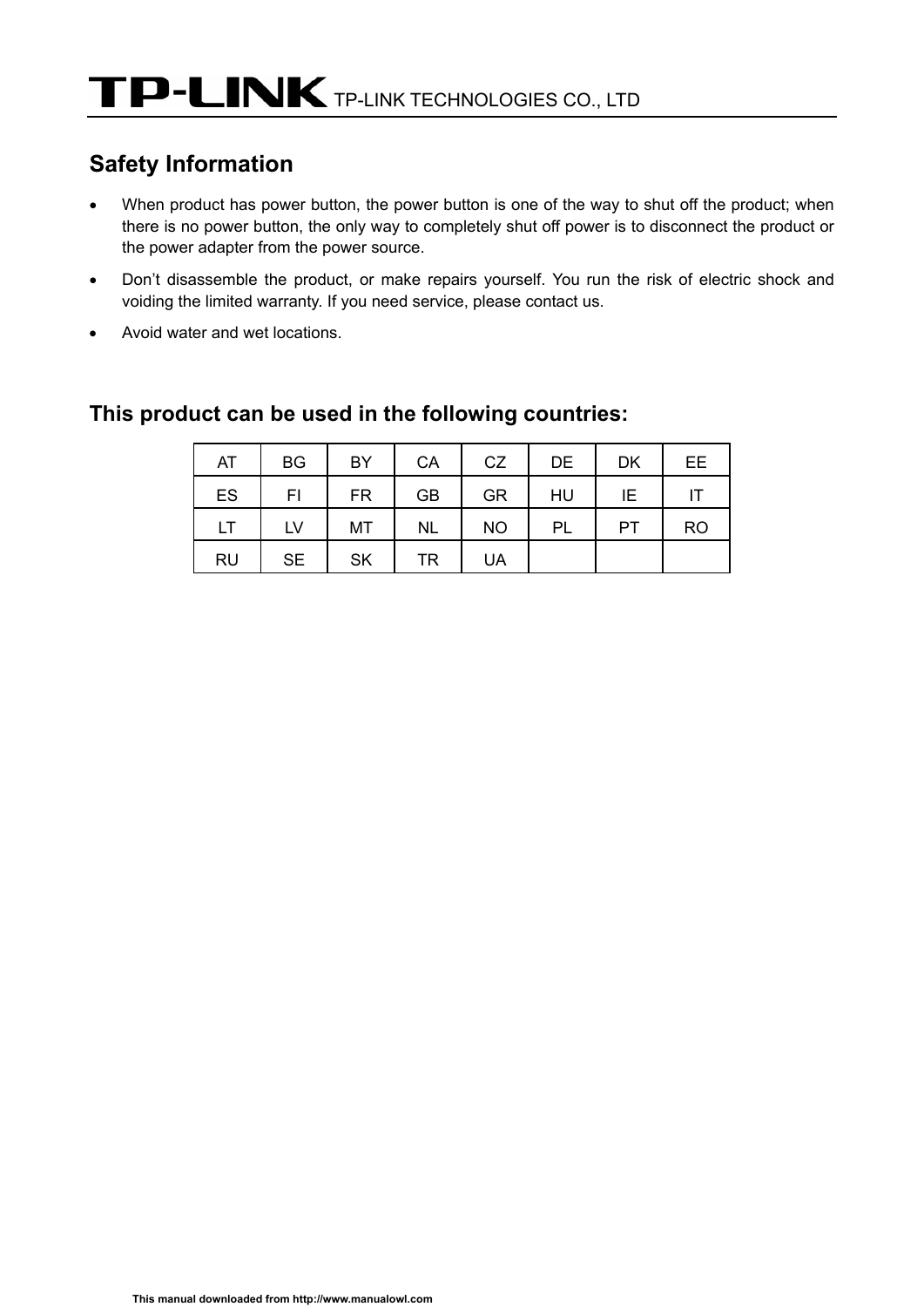## Safety Information

- When product has power button, the power button is one of the way to shut off the product; when there is no power button, the only way to completely shut off power is to disconnect the product or the power adapter from the power source.
- Don't disassemble the product, or make repairs yourself. You run the risk of electric shock and voiding the limited warranty. If you need service, please contact us.
- Avoid water and wet locations.

## This product can be used in the following countries:

| AT | BG | BY | CA | CZ | DE | DK | EE |
|---|---|---|---|---|---|---|---|
| ES | FI | FR | GB | GR | HU | IE | IT |
| LT | LV | MT | NL | NO | PL | PT | RO |
| RU | SE | SK | TR | UA | | | |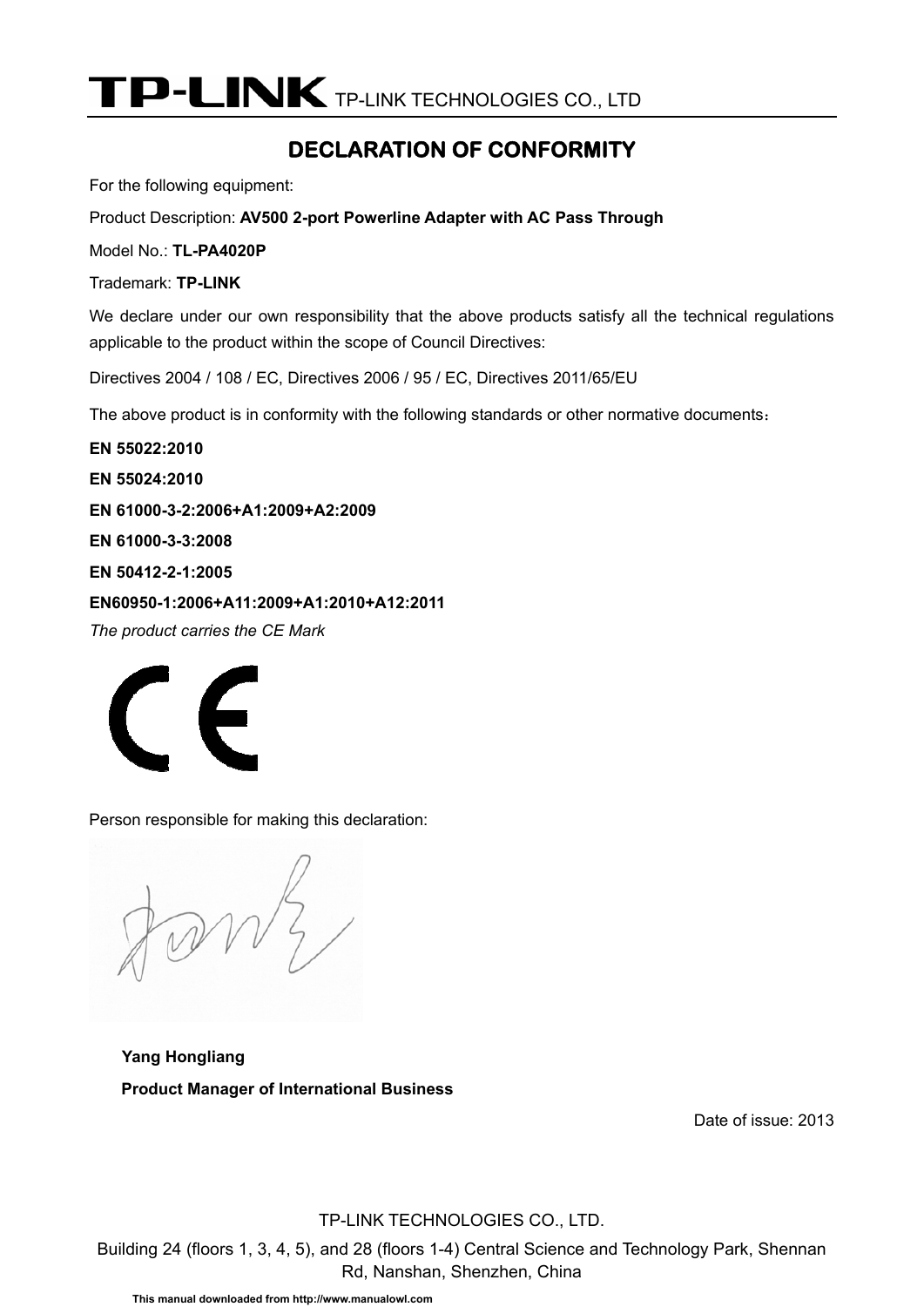TP-LINK TECHNOLOGIES CO., LTD

# DECLARATION OF CONFORMITY

For the following equipment:

Product Description: **AV500 2-port Powerline Adapter with AC Pass Through**

Model No.: **TL-PA4020P**

Trademark: **TP-LINK**

We declare under our own responsibility that the above products satisfy all the technical regulations applicable to the product within the scope of Council Directives:

Directives 2004 / 108 / EC, Directives 2006 / 95 / EC, Directives 2011/65/EU

The above product is in conformity with the following standards or other normative documents：

**EN 55022:2010**

**EN 55024:2010**

**EN 61000-3-2:2006+A1:2009+A2:2009**

**EN 61000-3-3:2008**

**EN 50412-2-1:2005**

**EN60950-1:2006+A11:2009+A1:2010+A12:2011**

*The product carries the CE Mark*

Person responsible for making this declaration:

**Yang Hongliang**

**Product Manager of International Business**

Date of issue: 2013

TP-LINK TECHNOLOGIES CO., LTD.

Building 24 (floors 1, 3, 4, 5), and 28 (floors 1-4) Central Science and Technology Park, Shennan Rd, Nanshan, Shenzhen, China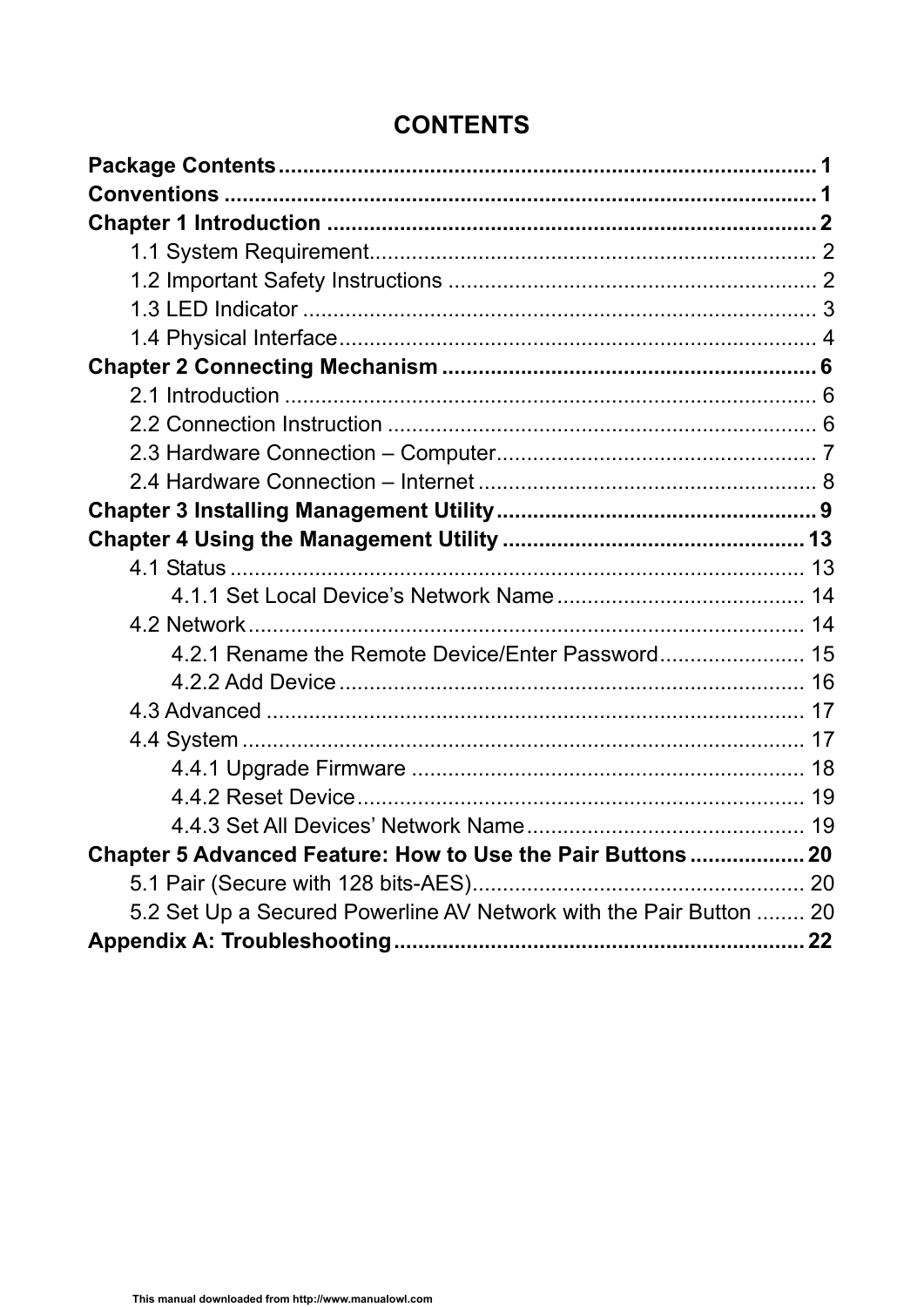# CONTENTS

**Package Contents** ........................................................................................ **1**

**Conventions** ................................................................................................. **1**

**Chapter 1 Introduction** ................................................................................. **2**

- 1.1 System Requirement.......................................................................... 2
- 1.2 Important Safety Instructions ............................................................ 2
- 1.3 LED Indicator ..................................................................................... 3
- 1.4 Physical Interface............................................................................... 4

**Chapter 2 Connecting Mechanism** ............................................................. **6**

- 2.1 Introduction ........................................................................................ 6
- 2.2 Connection Instruction ...................................................................... 6
- 2.3 Hardware Connection – Computer..................................................... 7
- 2.4 Hardware Connection – Internet ........................................................ 8

**Chapter 3 Installing Management Utility** ..................................................... **9**

**Chapter 4 Using the Management Utility** .................................................. **13**

- 4.1 Status ............................................................................................... 13
  - 4.1.1 Set Local Device's Network Name ......................................... 14
- 4.2 Network ............................................................................................ 14
  - 4.2.1 Rename the Remote Device/Enter Password........................ 15
  - 4.2.2 Add Device ............................................................................ 16
- 4.3 Advanced ......................................................................................... 17
- 4.4 System ............................................................................................. 17
  - 4.4.1 Upgrade Firmware ................................................................. 18
  - 4.4.2 Reset Device.......................................................................... 19
  - 4.4.3 Set All Devices' Network Name.............................................. 19

**Chapter 5 Advanced Feature: How to Use the Pair Buttons** ................... **20**

- 5.1 Pair (Secure with 128 bits-AES)....................................................... 20
- 5.2 Set Up a Secured Powerline AV Network with the Pair Button ........ 20

**Appendix A: Troubleshooting** .................................................................... **22**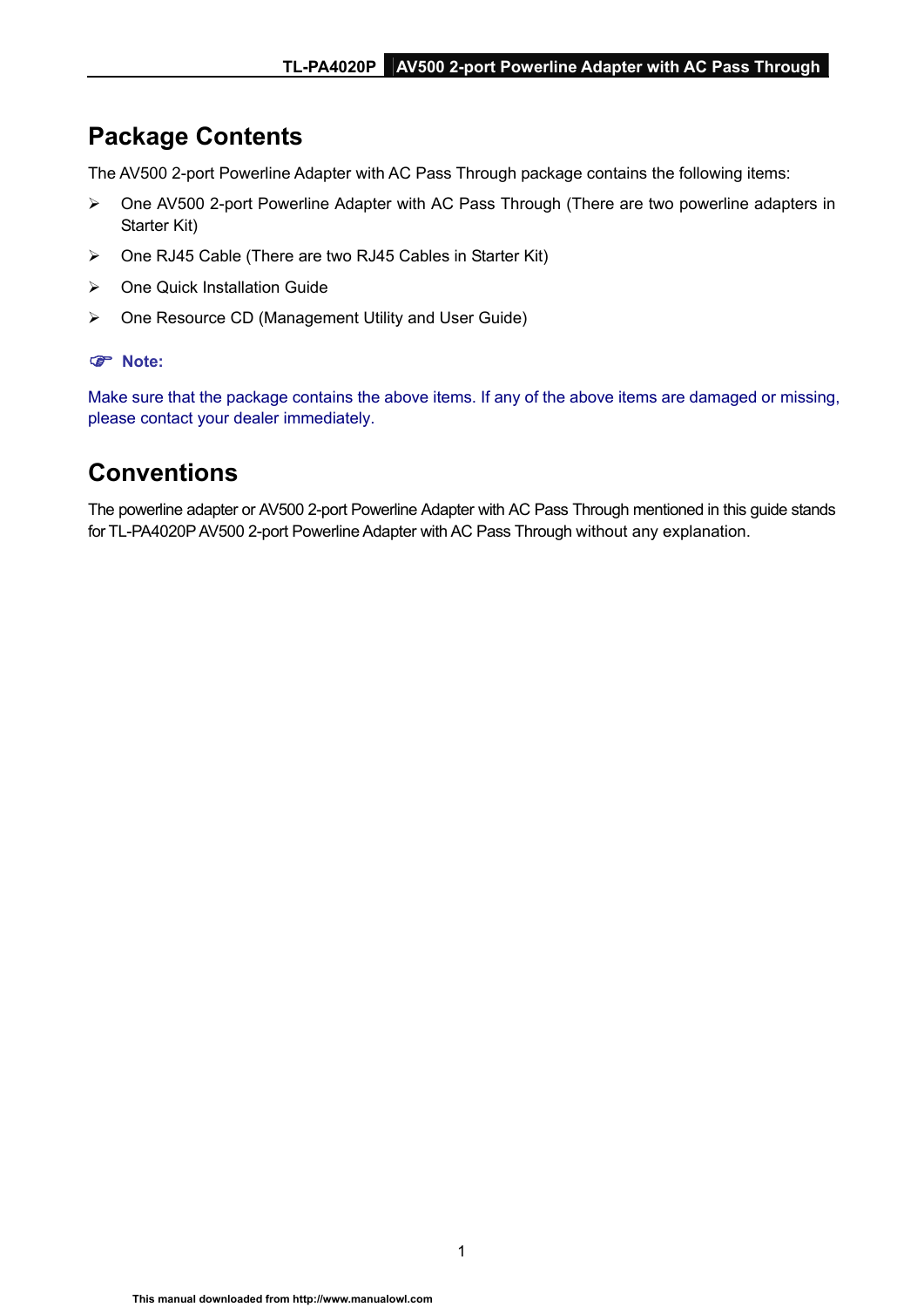## Package Contents

The AV500 2-port Powerline Adapter with AC Pass Through package contains the following items:

- One AV500 2-port Powerline Adapter with AC Pass Through (There are two powerline adapters in Starter Kit)
- One RJ45 Cable (There are two RJ45 Cables in Starter Kit)
- One Quick Installation Guide
- One Resource CD (Management Utility and User Guide)

☞ **Note:**

Make sure that the package contains the above items. If any of the above items are damaged or missing, please contact your dealer immediately.

## Conventions

The powerline adapter or AV500 2-port Powerline Adapter with AC Pass Through mentioned in this guide stands for TL-PA4020P AV500 2-port Powerline Adapter with AC Pass Through without any explanation.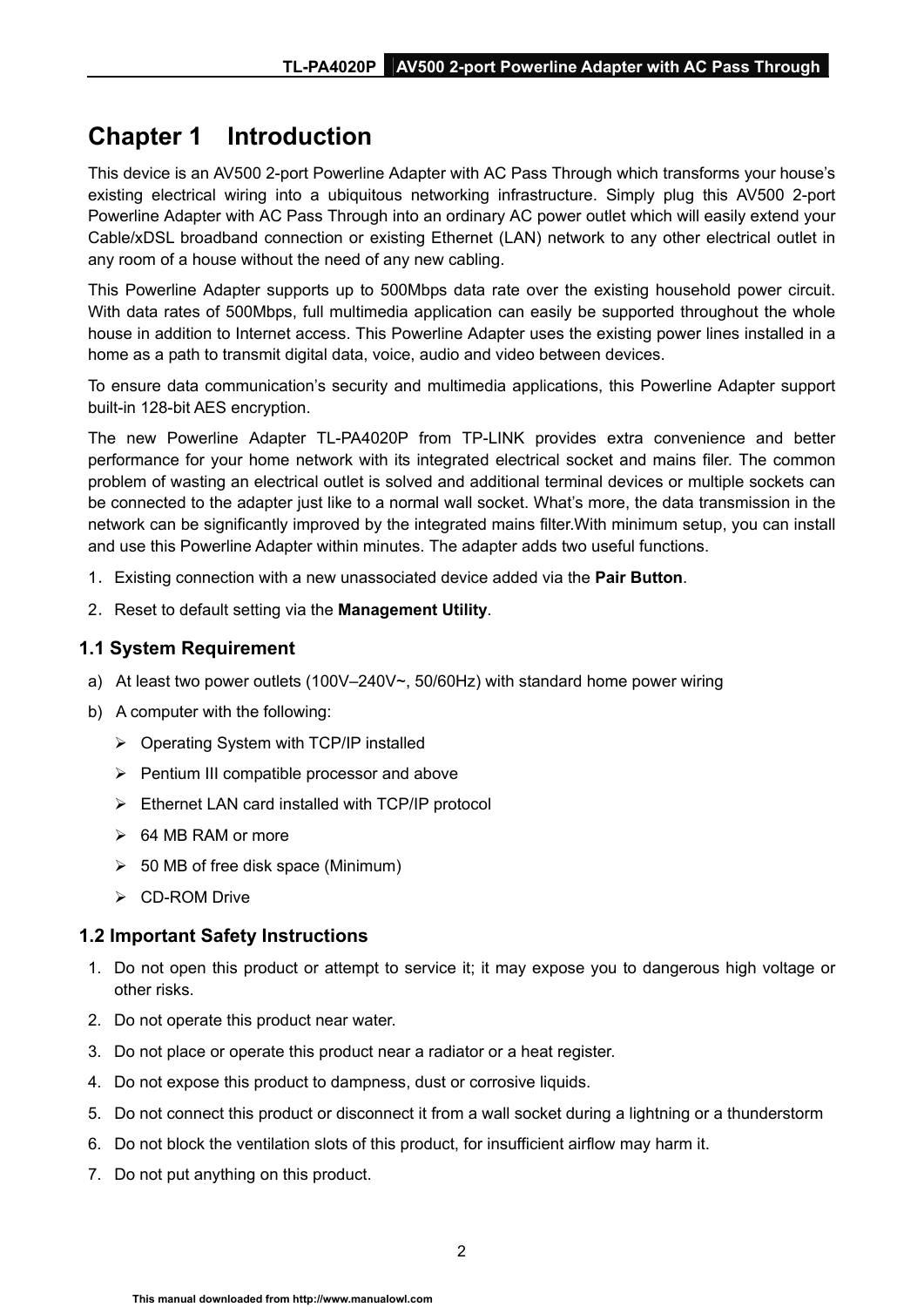# Chapter 1 Introduction

This device is an AV500 2-port Powerline Adapter with AC Pass Through which transforms your house's existing electrical wiring into a ubiquitous networking infrastructure. Simply plug this AV500 2-port Powerline Adapter with AC Pass Through into an ordinary AC power outlet which will easily extend your Cable/xDSL broadband connection or existing Ethernet (LAN) network to any other electrical outlet in any room of a house without the need of any new cabling.

This Powerline Adapter supports up to 500Mbps data rate over the existing household power circuit. With data rates of 500Mbps, full multimedia application can easily be supported throughout the whole house in addition to Internet access. This Powerline Adapter uses the existing power lines installed in a home as a path to transmit digital data, voice, audio and video between devices.

To ensure data communication's security and multimedia applications, this Powerline Adapter support built-in 128-bit AES encryption.

The new Powerline Adapter TL-PA4020P from TP-LINK provides extra convenience and better performance for your home network with its integrated electrical socket and mains filer. The common problem of wasting an electrical outlet is solved and additional terminal devices or multiple sockets can be connected to the adapter just like to a normal wall socket. What's more, the data transmission in the network can be significantly improved by the integrated mains filter.With minimum setup, you can install and use this Powerline Adapter within minutes. The adapter adds two useful functions.

1. Existing connection with a new unassociated device added via the **Pair Button**.
2. Reset to default setting via the **Management Utility**.

## 1.1 System Requirement

a) At least two power outlets (100V–240V~, 50/60Hz) with standard home power wiring

b) A computer with the following:

- Operating System with TCP/IP installed
- Pentium III compatible processor and above
- Ethernet LAN card installed with TCP/IP protocol
- 64 MB RAM or more
- 50 MB of free disk space (Minimum)
- CD-ROM Drive

## 1.2 Important Safety Instructions

1. Do not open this product or attempt to service it; it may expose you to dangerous high voltage or other risks.
2. Do not operate this product near water.
3. Do not place or operate this product near a radiator or a heat register.
4. Do not expose this product to dampness, dust or corrosive liquids.
5. Do not connect this product or disconnect it from a wall socket during a lightning or a thunderstorm
6. Do not block the ventilation slots of this product, for insufficient airflow may harm it.
7. Do not put anything on this product.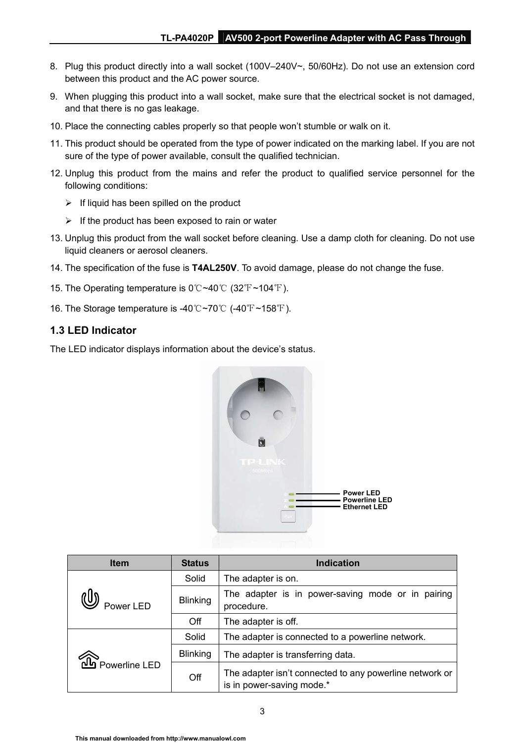8. Plug this product directly into a wall socket (100V–240V~, 50/60Hz). Do not use an extension cord between this product and the AC power source.
9. When plugging this product into a wall socket, make sure that the electrical socket is not damaged, and that there is no gas leakage.
10. Place the connecting cables properly so that people won't stumble or walk on it.
11. This product should be operated from the type of power indicated on the marking label. If you are not sure of the type of power available, consult the qualified technician.
12. Unplug this product from the mains and refer the product to qualified service personnel for the following conditions:
    - If liquid has been spilled on the product
    - If the product has been exposed to rain or water
13. Unplug this product from the wall socket before cleaning. Use a damp cloth for cleaning. Do not use liquid cleaners or aerosol cleaners.
14. The specification of the fuse is **T4AL250V**. To avoid damage, please do not change the fuse.
15. The Operating temperature is 0℃~40℃ (32℉~104℉).
16. The Storage temperature is -40℃~70℃ (-40℉~158℉).

## 1.3 LED Indicator

The LED indicator displays information about the device's status.

Power LED
Powerline LED
Ethernet LED

| Item | Status | Indication |
|---|---|---|
| Power LED | Solid | The adapter is on. |
| | Blinking | The adapter is in power-saving mode or in pairing procedure. |
| | Off | The adapter is off. |
| Powerline LED | Solid | The adapter is connected to a powerline network. |
| | Blinking | The adapter is transferring data. |
| | Off | The adapter isn't connected to any powerline network or is in power-saving mode.* |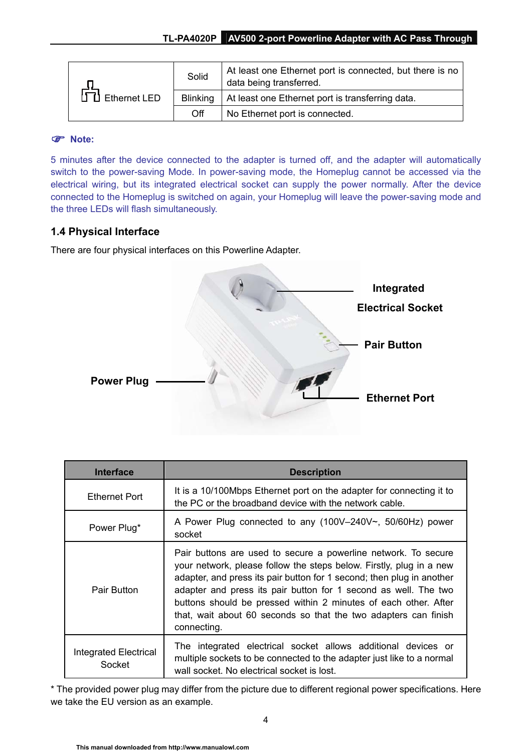| Ethernet LED | Solid | At least one Ethernet port is connected, but there is no data being transferred. |
| --- | --- | --- |
| | Blinking | At least one Ethernet port is transferring data. |
| | Off | No Ethernet port is connected. |

**Note:**

5 minutes after the device connected to the adapter is turned off, and the adapter will automatically switch to the power-saving Mode. In power-saving mode, the Homeplug cannot be accessed via the electrical wiring, but its integrated electrical socket can supply the power normally. After the device connected to the Homeplug is switched on again, your Homeplug will leave the power-saving mode and the three LEDs will flash simultaneously.

### 1.4 Physical Interface

There are four physical interfaces on this Powerline Adapter.

Integrated Electrical Socket

Pair Button

Power Plug

Ethernet Port

| Interface | Description |
| --- | --- |
| Ethernet Port | It is a 10/100Mbps Ethernet port on the adapter for connecting it to the PC or the broadband device with the network cable. |
| Power Plug* | A Power Plug connected to any (100V–240V~, 50/60Hz) power socket |
| Pair Button | Pair buttons are used to secure a powerline network. To secure your network, please follow the steps below. Firstly, plug in a new adapter, and press its pair button for 1 second; then plug in another adapter and press its pair button for 1 second as well. The two buttons should be pressed within 2 minutes of each other. After that, wait about 60 seconds so that the two adapters can finish connecting. |
| Integrated Electrical Socket | The integrated electrical socket allows additional devices or multiple sockets to be connected to the adapter just like to a normal wall socket. No electrical socket is lost. |

* The provided power plug may differ from the picture due to different regional power specifications. Here we take the EU version as an example.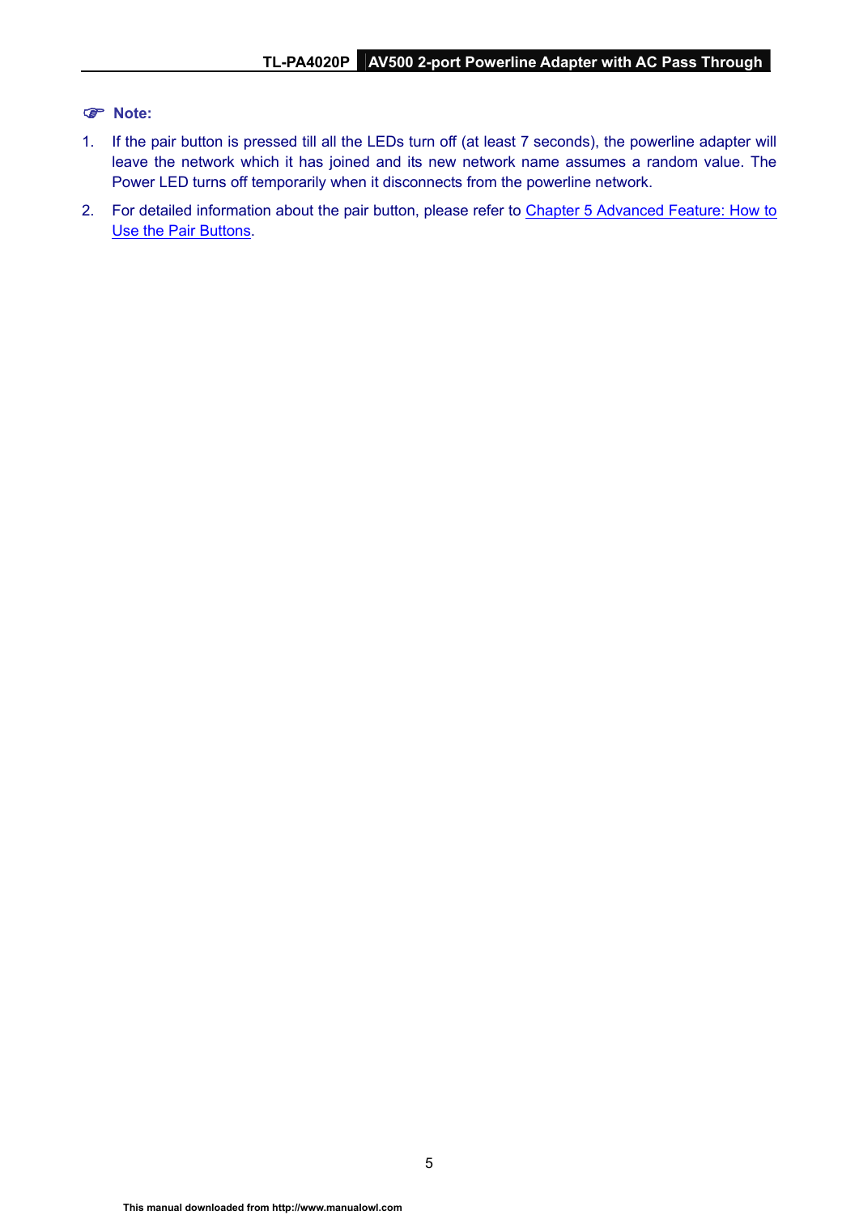☞ **Note:**

1. If the pair button is pressed till all the LEDs turn off (at least 7 seconds), the powerline adapter will leave the network which it has joined and its new network name assumes a random value. The Power LED turns off temporarily when it disconnects from the powerline network.
2. For detailed information about the pair button, please refer to Chapter 5 Advanced Feature: How to Use the Pair Buttons.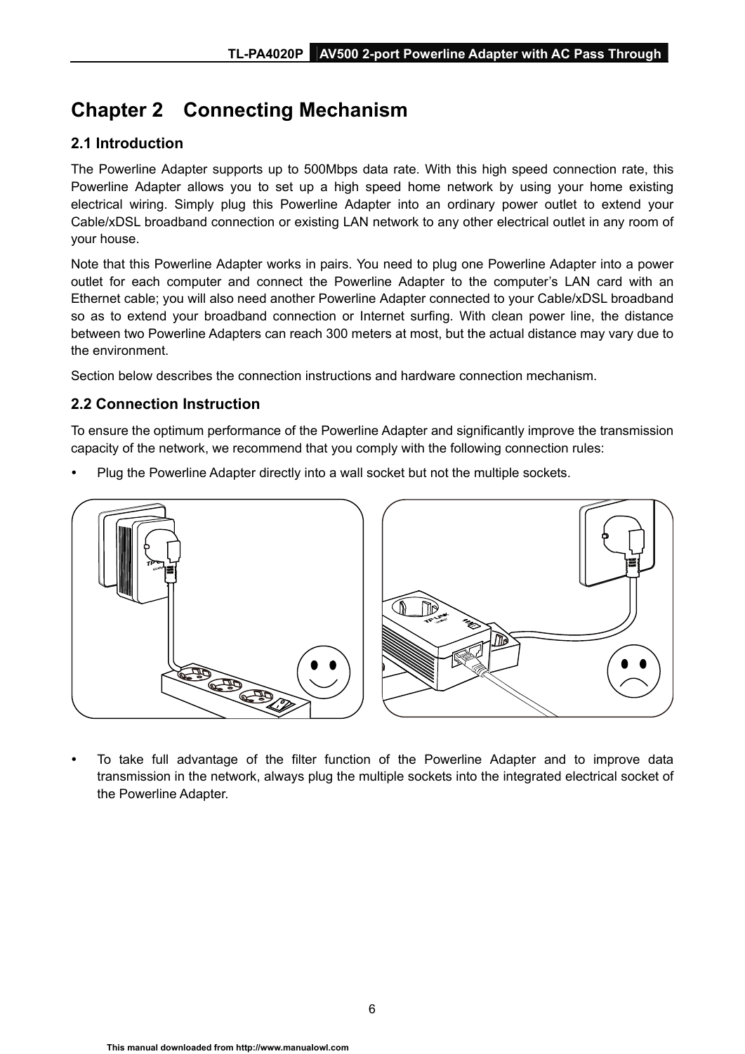# Chapter 2 Connecting Mechanism

## 2.1 Introduction

The Powerline Adapter supports up to 500Mbps data rate. With this high speed connection rate, this Powerline Adapter allows you to set up a high speed home network by using your home existing electrical wiring. Simply plug this Powerline Adapter into an ordinary power outlet to extend your Cable/xDSL broadband connection or existing LAN network to any other electrical outlet in any room of your house.

Note that this Powerline Adapter works in pairs. You need to plug one Powerline Adapter into a power outlet for each computer and connect the Powerline Adapter to the computer's LAN card with an Ethernet cable; you will also need another Powerline Adapter connected to your Cable/xDSL broadband so as to extend your broadband connection or Internet surfing. With clean power line, the distance between two Powerline Adapters can reach 300 meters at most, but the actual distance may vary due to the environment.

Section below describes the connection instructions and hardware connection mechanism.

## 2.2 Connection Instruction

To ensure the optimum performance of the Powerline Adapter and significantly improve the transmission capacity of the network, we recommend that you comply with the following connection rules:

- Plug the Powerline Adapter directly into a wall socket but not the multiple sockets.

- To take full advantage of the filter function of the Powerline Adapter and to improve data transmission in the network, always plug the multiple sockets into the integrated electrical socket of the Powerline Adapter.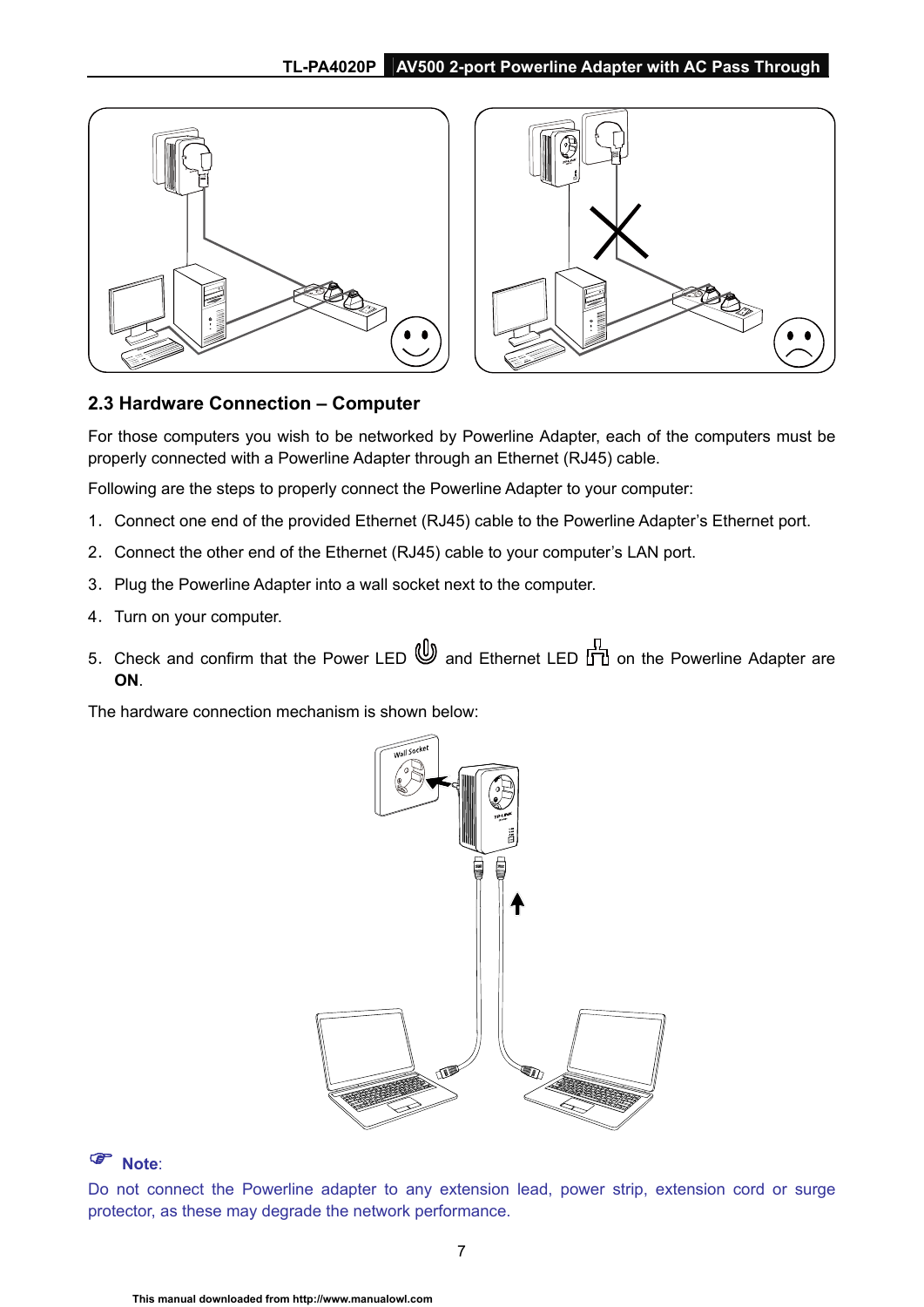## 2.3 Hardware Connection – Computer

For those computers you wish to be networked by Powerline Adapter, each of the computers must be properly connected with a Powerline Adapter through an Ethernet (RJ45) cable.

Following are the steps to properly connect the Powerline Adapter to your computer:

1. Connect one end of the provided Ethernet (RJ45) cable to the Powerline Adapter's Ethernet port.
2. Connect the other end of the Ethernet (RJ45) cable to your computer's LAN port.
3. Plug the Powerline Adapter into a wall socket next to the computer.
4. Turn on your computer.
5. Check and confirm that the Power LED and Ethernet LED on the Powerline Adapter are **ON**.

The hardware connection mechanism is shown below:

**Note**:

Do not connect the Powerline adapter to any extension lead, power strip, extension cord or surge protector, as these may degrade the network performance.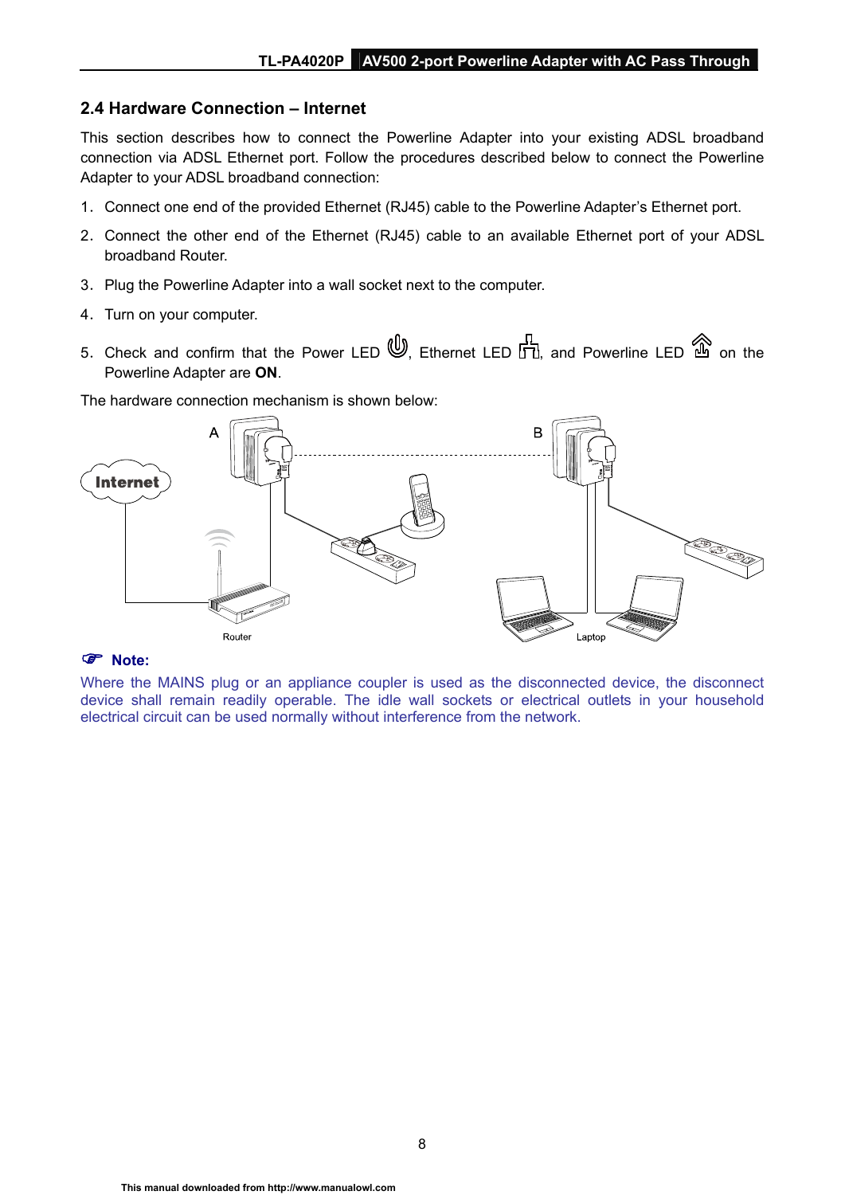## 2.4 Hardware Connection – Internet

This section describes how to connect the Powerline Adapter into your existing ADSL broadband connection via ADSL Ethernet port. Follow the procedures described below to connect the Powerline Adapter to your ADSL broadband connection:

1. Connect one end of the provided Ethernet (RJ45) cable to the Powerline Adapter's Ethernet port.
2. Connect the other end of the Ethernet (RJ45) cable to an available Ethernet port of your ADSL broadband Router.
3. Plug the Powerline Adapter into a wall socket next to the computer.
4. Turn on your computer.
5. Check and confirm that the Power LED, Ethernet LED, and Powerline LED on the Powerline Adapter are **ON**.

The hardware connection mechanism is shown below:

**Note:**

Where the MAINS plug or an appliance coupler is used as the disconnected device, the disconnect device shall remain readily operable. The idle wall sockets or electrical outlets in your household electrical circuit can be used normally without interference from the network.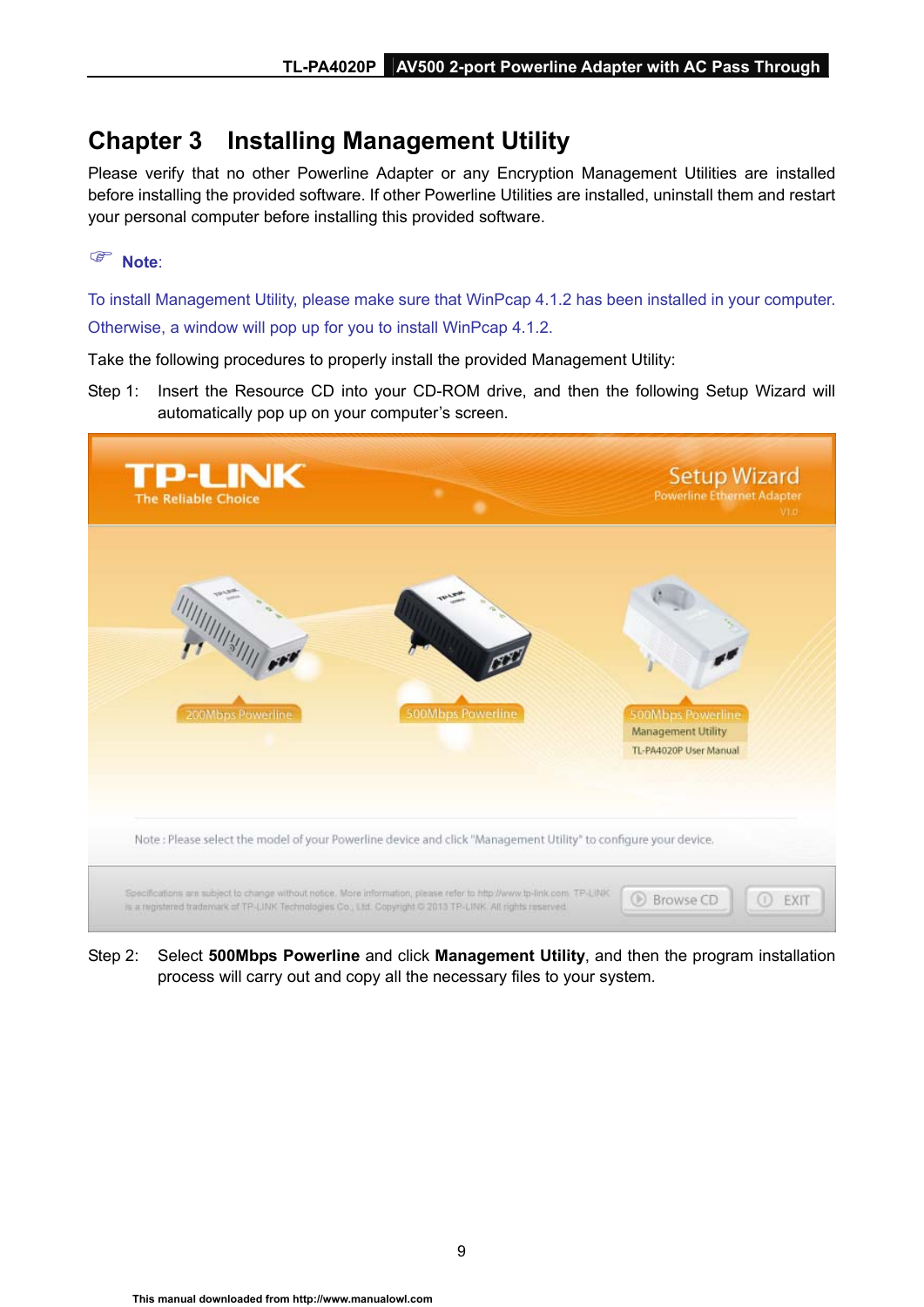# Chapter 3 Installing Management Utility

Please verify that no other Powerline Adapter or any Encryption Management Utilities are installed before installing the provided software. If other Powerline Utilities are installed, uninstall them and restart your personal computer before installing this provided software.

**Note**:

To install Management Utility, please make sure that WinPcap 4.1.2 has been installed in your computer. Otherwise, a window will pop up for you to install WinPcap 4.1.2.

Take the following procedures to properly install the provided Management Utility:

Step 1: Insert the Resource CD into your CD-ROM drive, and then the following Setup Wizard will automatically pop up on your computer's screen.

Step 2: Select **500Mbps Powerline** and click **Management Utility**, and then the program installation process will carry out and copy all the necessary files to your system.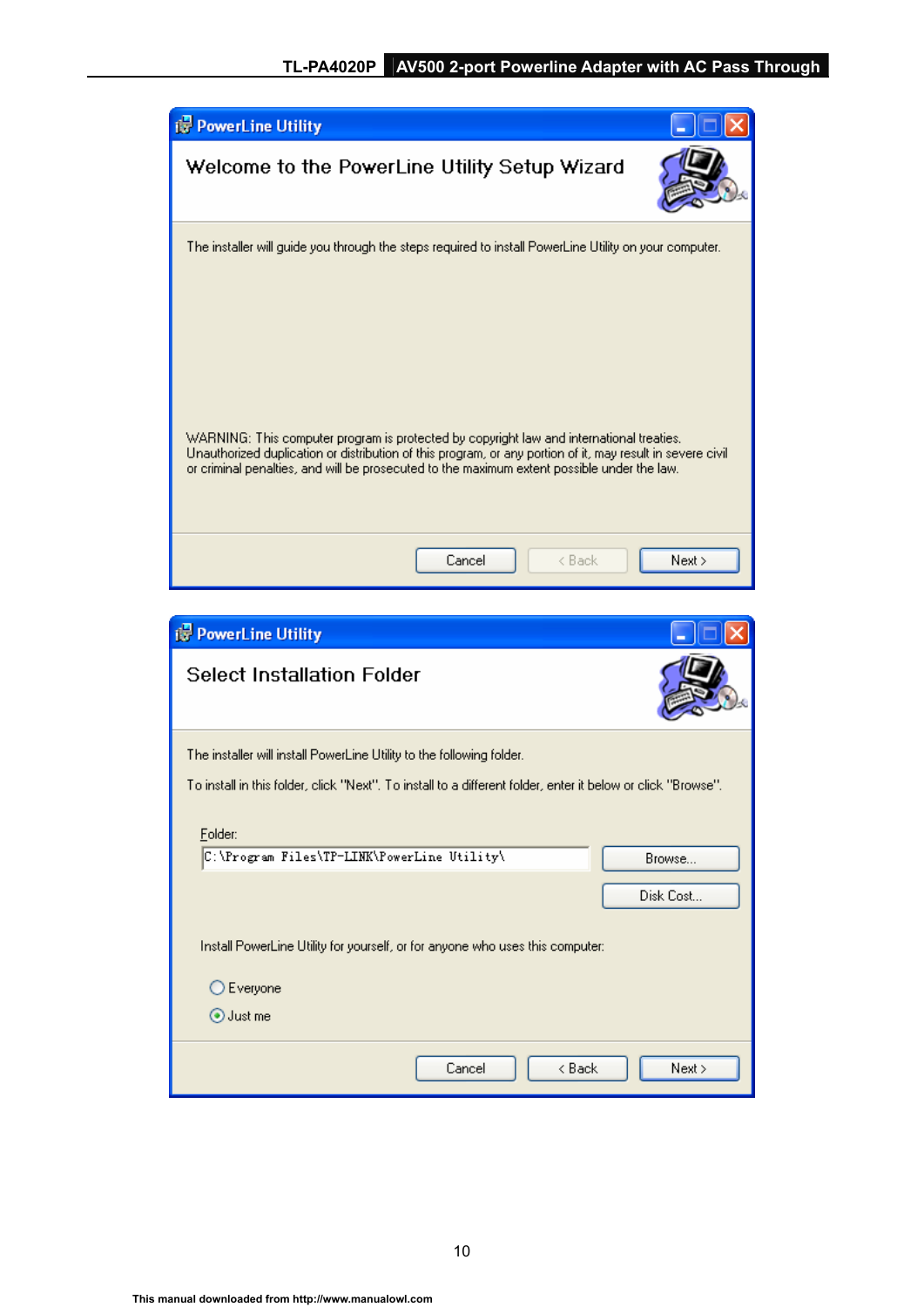**PowerLine Utility**

## Welcome to the PowerLine Utility Setup Wizard

The installer will guide you through the steps required to install PowerLine Utility on your computer.

WARNING: This computer program is protected by copyright law and international treaties. Unauthorized duplication or distribution of this program, or any portion of it, may result in severe civil or criminal penalties, and will be prosecuted to the maximum extent possible under the law.

Cancel | < Back | Next >

**PowerLine Utility**

## Select Installation Folder

The installer will install PowerLine Utility to the following folder.

To install in this folder, click "Next". To install to a different folder, enter it below or click "Browse".

Folder:

C:\Program Files\TP-LINK\PowerLine Utility\

Browse...

Disk Cost...

Install PowerLine Utility for yourself, or for anyone who uses this computer:

- Everyone
- Just me

Cancel | < Back | Next >

This manual downloaded from http://www.manualowl.com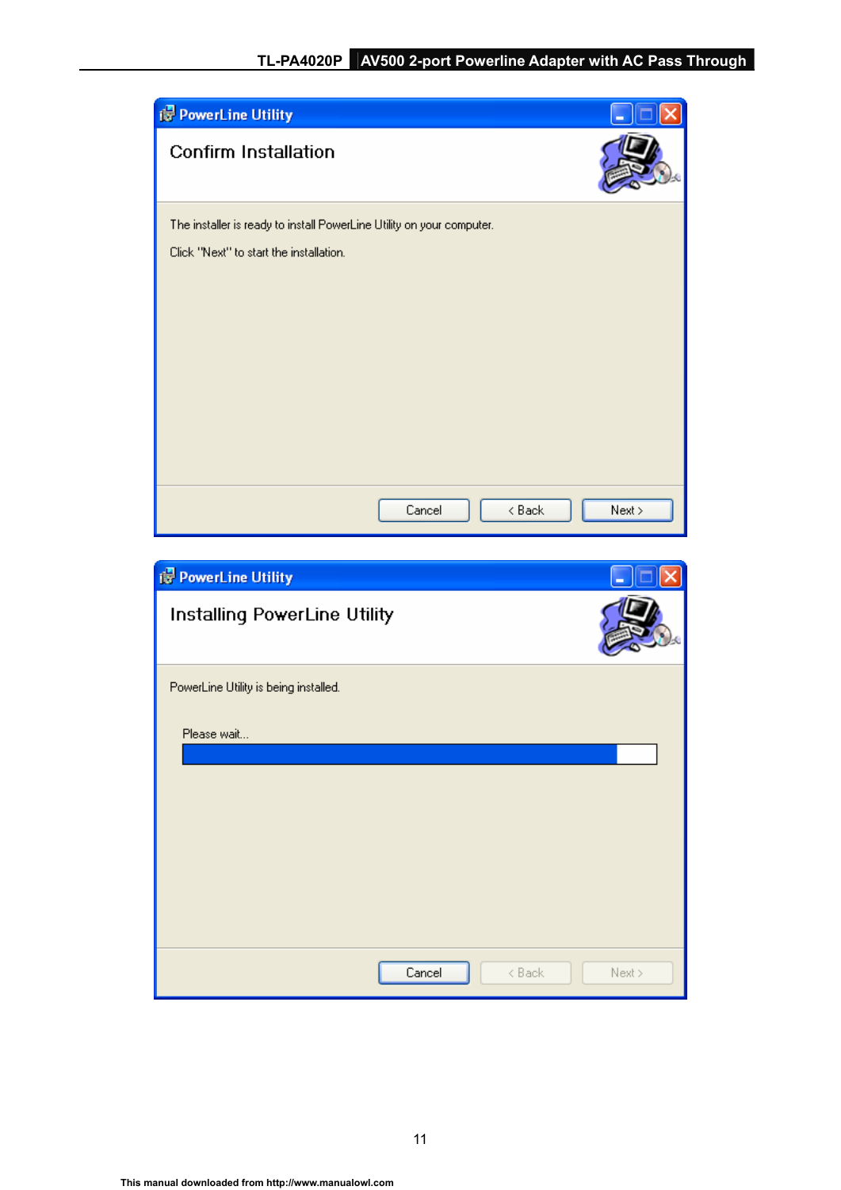**PowerLine Utility**

## Confirm Installation

The installer is ready to install PowerLine Utility on your computer.

Click "Next" to start the installation.

Cancel | < Back | Next >

**PowerLine Utility**

## Installing PowerLine Utility

PowerLine Utility is being installed.

Please wait...

Cancel | < Back | Next >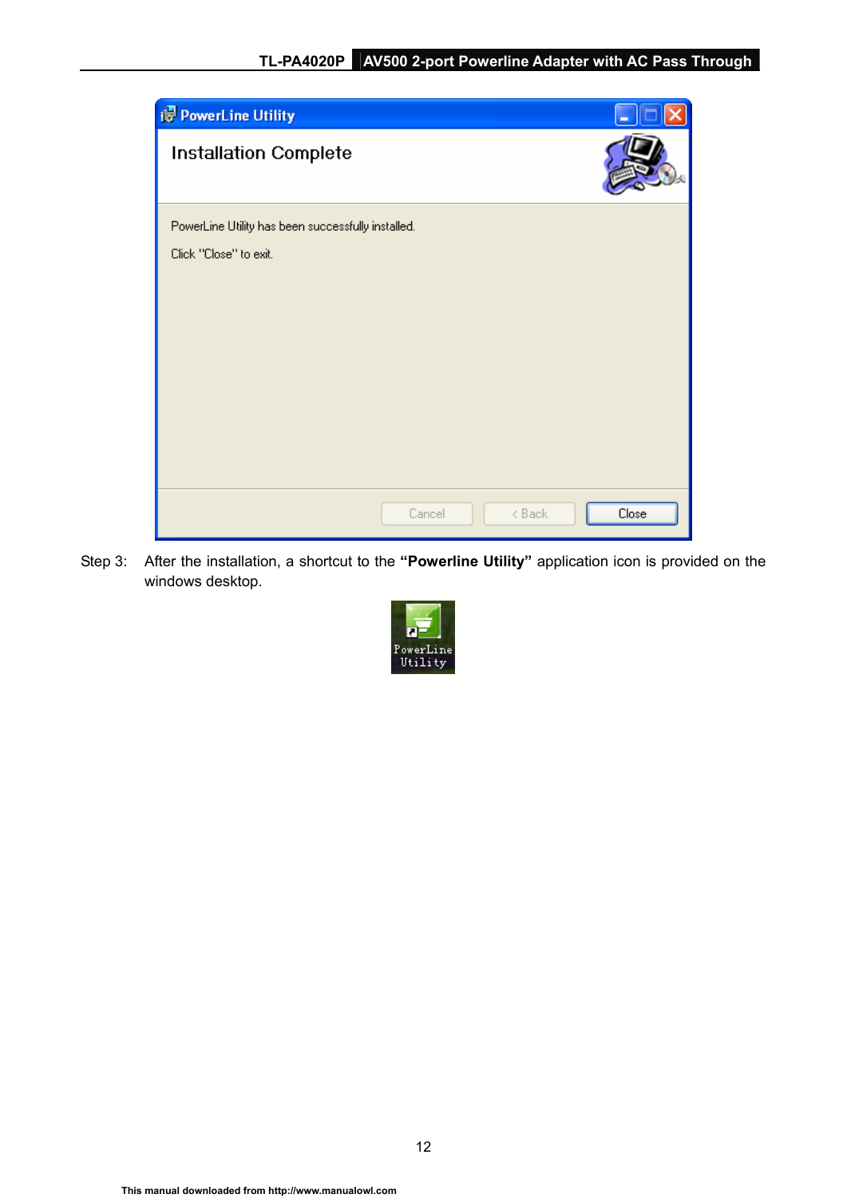Step 3: After the installation, a shortcut to the **"Powerline Utility"** application icon is provided on the windows desktop.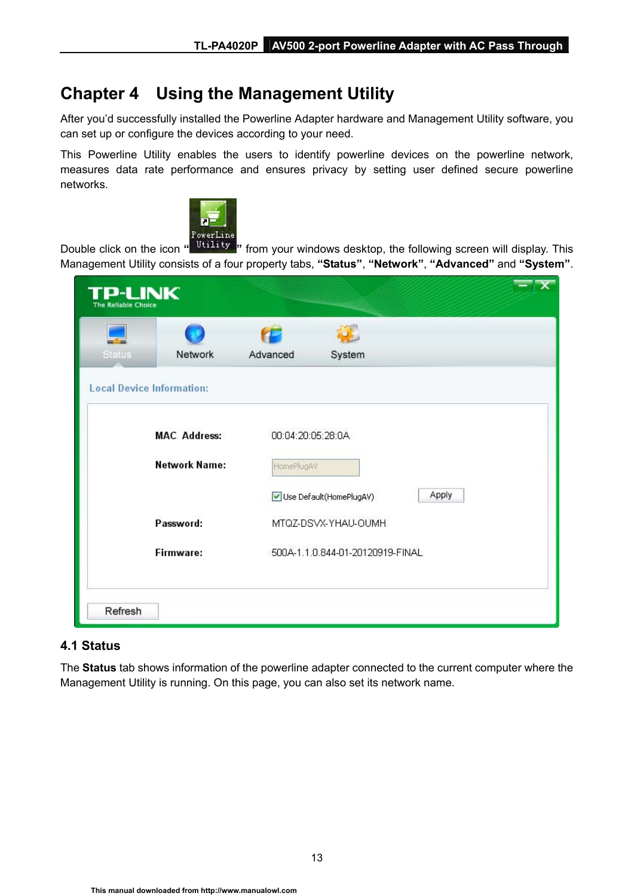# Chapter 4 Using the Management Utility

After you'd successfully installed the Powerline Adapter hardware and Management Utility software, you can set up or configure the devices according to your need.

This Powerline Utility enables the users to identify powerline devices on the powerline network, measures data rate performance and ensures privacy by setting user defined secure powerline networks.

Double click on the icon " PowerLine Utility " from your windows desktop, the following screen will display. This Management Utility consists of a four property tabs, **"Status"**, **"Network"**, **"Advanced"** and **"System"**.

## 4.1 Status

The **Status** tab shows information of the powerline adapter connected to the current computer where the Management Utility is running. On this page, you can also set its network name.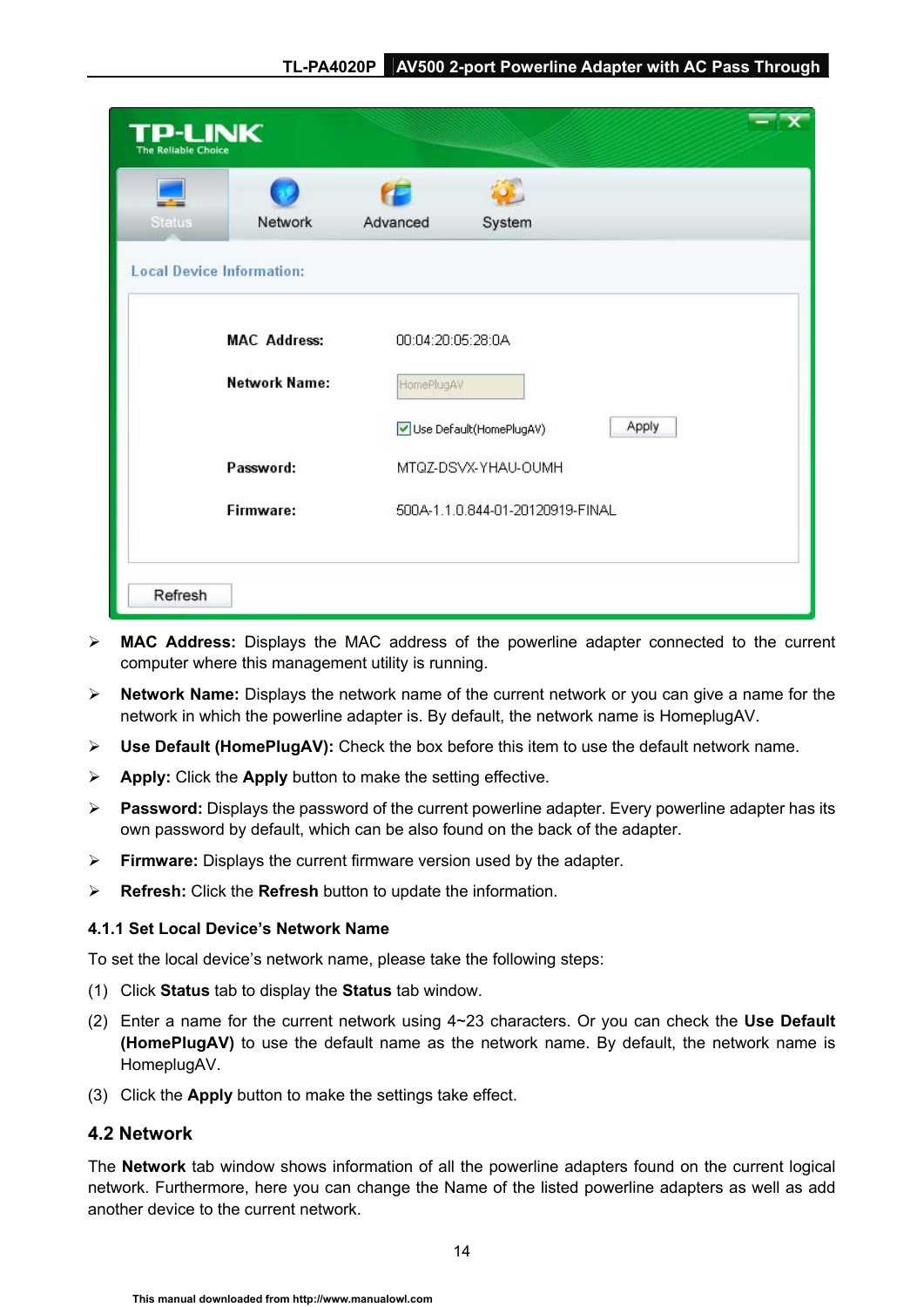- **MAC Address:** Displays the MAC address of the powerline adapter connected to the current computer where this management utility is running.
- **Network Name:** Displays the network name of the current network or you can give a name for the network in which the powerline adapter is. By default, the network name is HomeplugAV.
- **Use Default (HomePlugAV):** Check the box before this item to use the default network name.
- **Apply:** Click the **Apply** button to make the setting effective.
- **Password:** Displays the password of the current powerline adapter. Every powerline adapter has its own password by default, which can be also found on the back of the adapter.
- **Firmware:** Displays the current firmware version used by the adapter.
- **Refresh:** Click the **Refresh** button to update the information.

### 4.1.1 Set Local Device's Network Name

To set the local device's network name, please take the following steps:

(1) Click **Status** tab to display the **Status** tab window.

(2) Enter a name for the current network using 4~23 characters. Or you can check the **Use Default (HomePlugAV)** to use the default name as the network name. By default, the network name is HomeplugAV.

(3) Click the **Apply** button to make the settings take effect.

## 4.2 Network

The **Network** tab window shows information of all the powerline adapters found on the current logical network. Furthermore, here you can change the Name of the listed powerline adapters as well as add another device to the current network.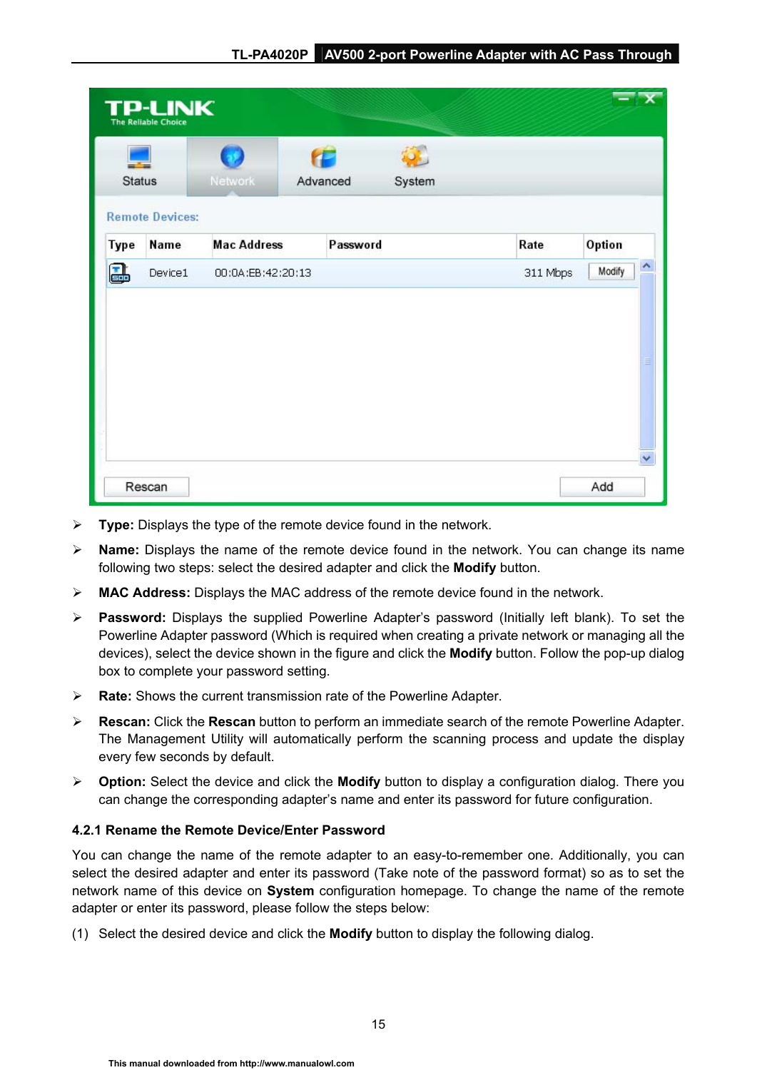- **Type:** Displays the type of the remote device found in the network.
- **Name:** Displays the name of the remote device found in the network. You can change its name following two steps: select the desired adapter and click the **Modify** button.
- **MAC Address:** Displays the MAC address of the remote device found in the network.
- **Password:** Displays the supplied Powerline Adapter's password (Initially left blank). To set the Powerline Adapter password (Which is required when creating a private network or managing all the devices), select the device shown in the figure and click the **Modify** button. Follow the pop-up dialog box to complete your password setting.
- **Rate:** Shows the current transmission rate of the Powerline Adapter.
- **Rescan:** Click the **Rescan** button to perform an immediate search of the remote Powerline Adapter. The Management Utility will automatically perform the scanning process and update the display every few seconds by default.
- **Option:** Select the device and click the **Modify** button to display a configuration dialog. There you can change the corresponding adapter's name and enter its password for future configuration.

### 4.2.1 Rename the Remote Device/Enter Password

You can change the name of the remote adapter to an easy-to-remember one. Additionally, you can select the desired adapter and enter its password (Take note of the password format) so as to set the network name of this device on **System** configuration homepage. To change the name of the remote adapter or enter its password, please follow the steps below:

(1) Select the desired device and click the **Modify** button to display the following dialog.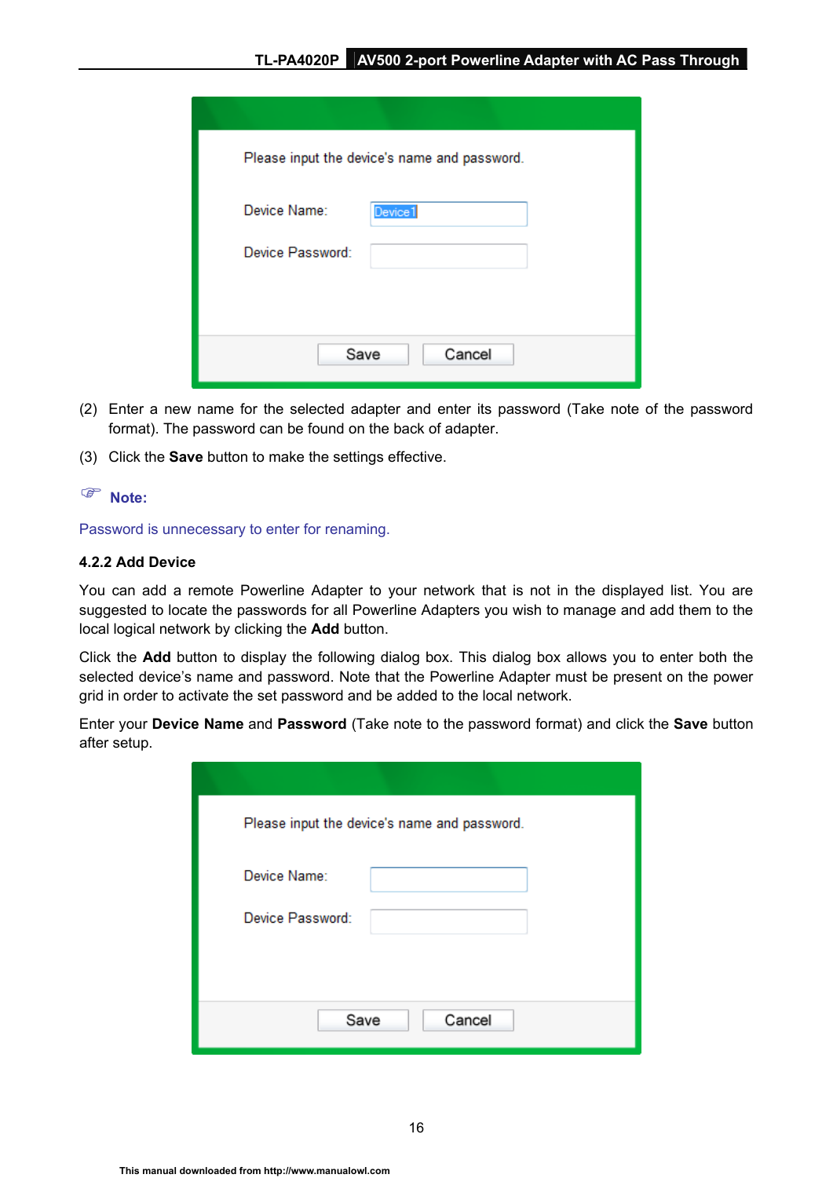Please input the device's name and password.

Device Name: Device1

Device Password:

Save Cancel

(2) Enter a new name for the selected adapter and enter its password (Take note of the password format). The password can be found on the back of adapter.

(3) Click the **Save** button to make the settings effective.

**Note:**

Password is unnecessary to enter for renaming.

### 4.2.2 Add Device

You can add a remote Powerline Adapter to your network that is not in the displayed list. You are suggested to locate the passwords for all Powerline Adapters you wish to manage and add them to the local logical network by clicking the **Add** button.

Click the **Add** button to display the following dialog box. This dialog box allows you to enter both the selected device's name and password. Note that the Powerline Adapter must be present on the power grid in order to activate the set password and be added to the local network.

Enter your **Device Name** and **Password** (Take note to the password format) and click the **Save** button after setup.

Please input the device's name and password.

Device Name:

Device Password:

Save Cancel

This manual downloaded from http://www.manualowl.com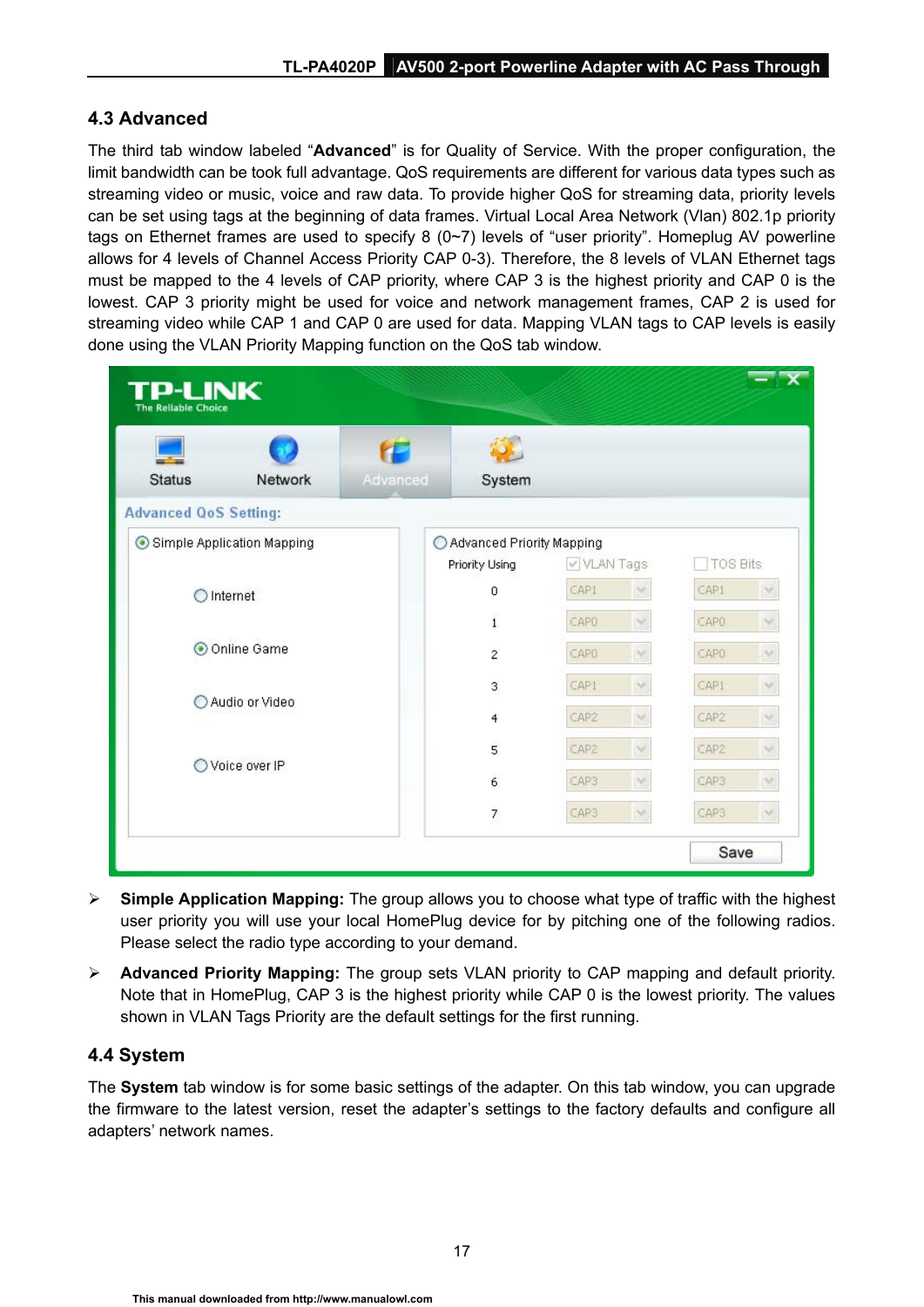## 4.3 Advanced

The third tab window labeled "**Advanced**" is for Quality of Service. With the proper configuration, the limit bandwidth can be took full advantage. QoS requirements are different for various data types such as streaming video or music, voice and raw data. To provide higher QoS for streaming data, priority levels can be set using tags at the beginning of data frames. Virtual Local Area Network (Vlan) 802.1p priority tags on Ethernet frames are used to specify 8 (0~7) levels of "user priority". Homeplug AV powerline allows for 4 levels of Channel Access Priority CAP 0-3). Therefore, the 8 levels of VLAN Ethernet tags must be mapped to the 4 levels of CAP priority, where CAP 3 is the highest priority and CAP 0 is the lowest. CAP 3 priority might be used for voice and network management frames, CAP 2 is used for streaming video while CAP 1 and CAP 0 are used for data. Mapping VLAN tags to CAP levels is easily done using the VLAN Priority Mapping function on the QoS tab window.

- **Simple Application Mapping:** The group allows you to choose what type of traffic with the highest user priority you will use your local HomePlug device for by pitching one of the following radios. Please select the radio type according to your demand.
- **Advanced Priority Mapping:** The group sets VLAN priority to CAP mapping and default priority. Note that in HomePlug, CAP 3 is the highest priority while CAP 0 is the lowest priority. The values shown in VLAN Tags Priority are the default settings for the first running.

## 4.4 System

The **System** tab window is for some basic settings of the adapter. On this tab window, you can upgrade the firmware to the latest version, reset the adapter's settings to the factory defaults and configure all adapters' network names.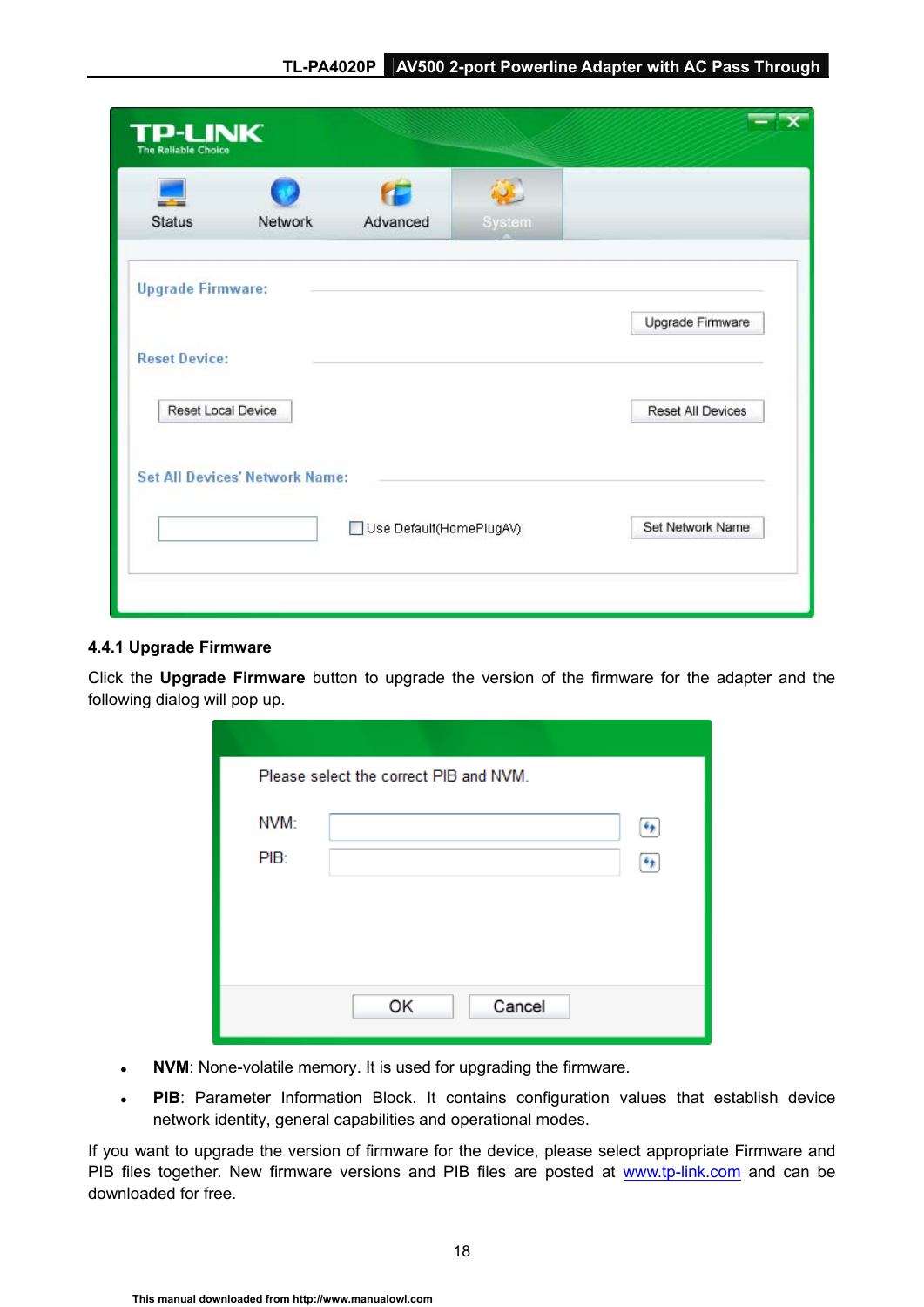#### 4.4.1 Upgrade Firmware

Click the **Upgrade Firmware** button to upgrade the version of the firmware for the adapter and the following dialog will pop up.

- **NVM**: None-volatile memory. It is used for upgrading the firmware.
- **PIB**: Parameter Information Block. It contains configuration values that establish device network identity, general capabilities and operational modes.

If you want to upgrade the version of firmware for the device, please select appropriate Firmware and PIB files together. New firmware versions and PIB files are posted at www.tp-link.com and can be downloaded for free.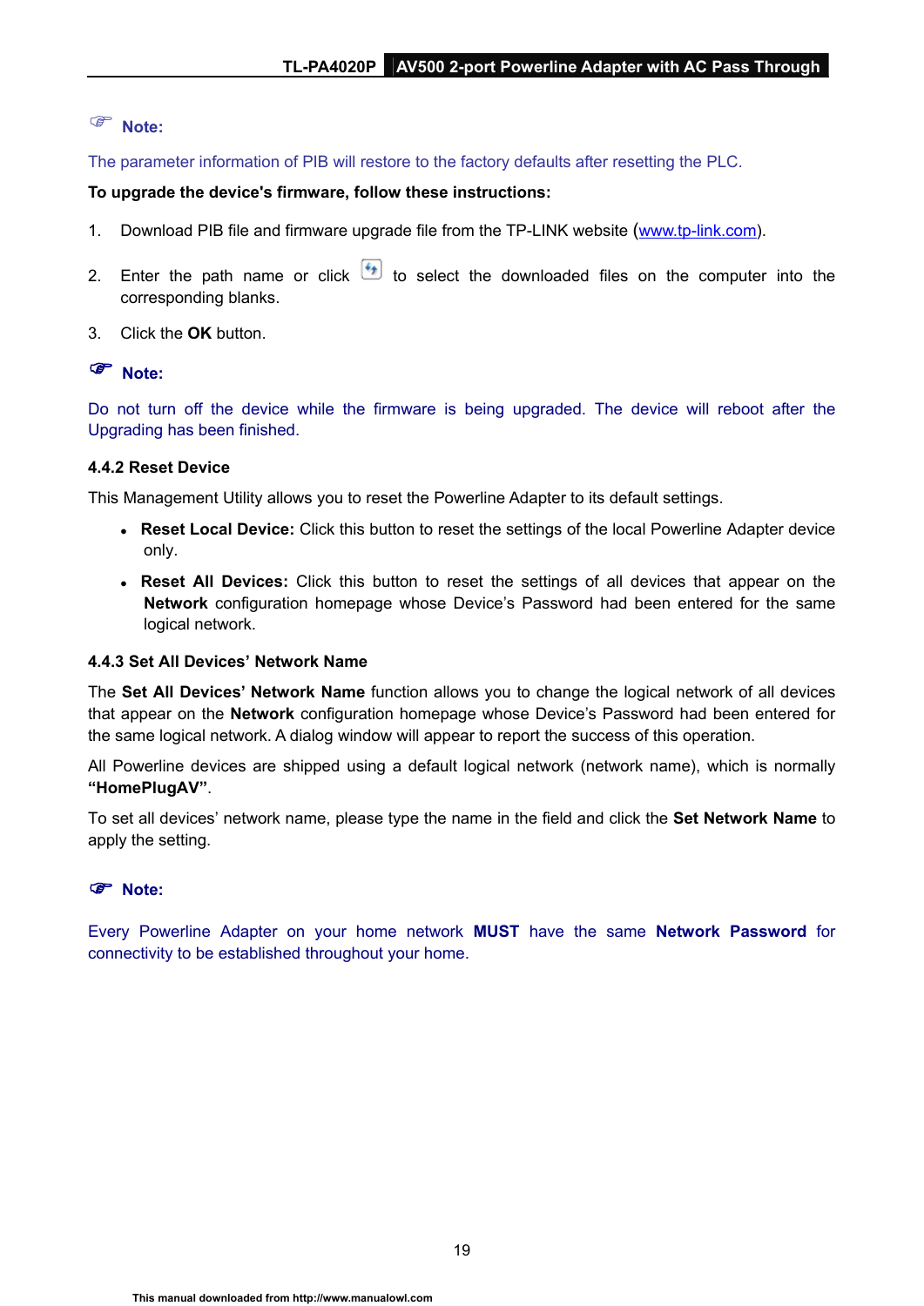**Note:**

The parameter information of PIB will restore to the factory defaults after resetting the PLC.

**To upgrade the device's firmware, follow these instructions:**

1. Download PIB file and firmware upgrade file from the TP-LINK website (www.tp-link.com).
2. Enter the path name or click to select the downloaded files on the computer into the corresponding blanks.
3. Click the **OK** button.

**Note:**

Do not turn off the device while the firmware is being upgraded. The device will reboot after the Upgrading has been finished.

### 4.4.2 Reset Device

This Management Utility allows you to reset the Powerline Adapter to its default settings.

- **Reset Local Device:** Click this button to reset the settings of the local Powerline Adapter device only.
- **Reset All Devices:** Click this button to reset the settings of all devices that appear on the **Network** configuration homepage whose Device's Password had been entered for the same logical network.

### 4.4.3 Set All Devices' Network Name

The **Set All Devices' Network Name** function allows you to change the logical network of all devices that appear on the **Network** configuration homepage whose Device's Password had been entered for the same logical network. A dialog window will appear to report the success of this operation.

All Powerline devices are shipped using a default logical network (network name), which is normally **"HomePlugAV"**.

To set all devices' network name, please type the name in the field and click the **Set Network Name** to apply the setting.

**Note:**

Every Powerline Adapter on your home network **MUST** have the same **Network Password** for connectivity to be established throughout your home.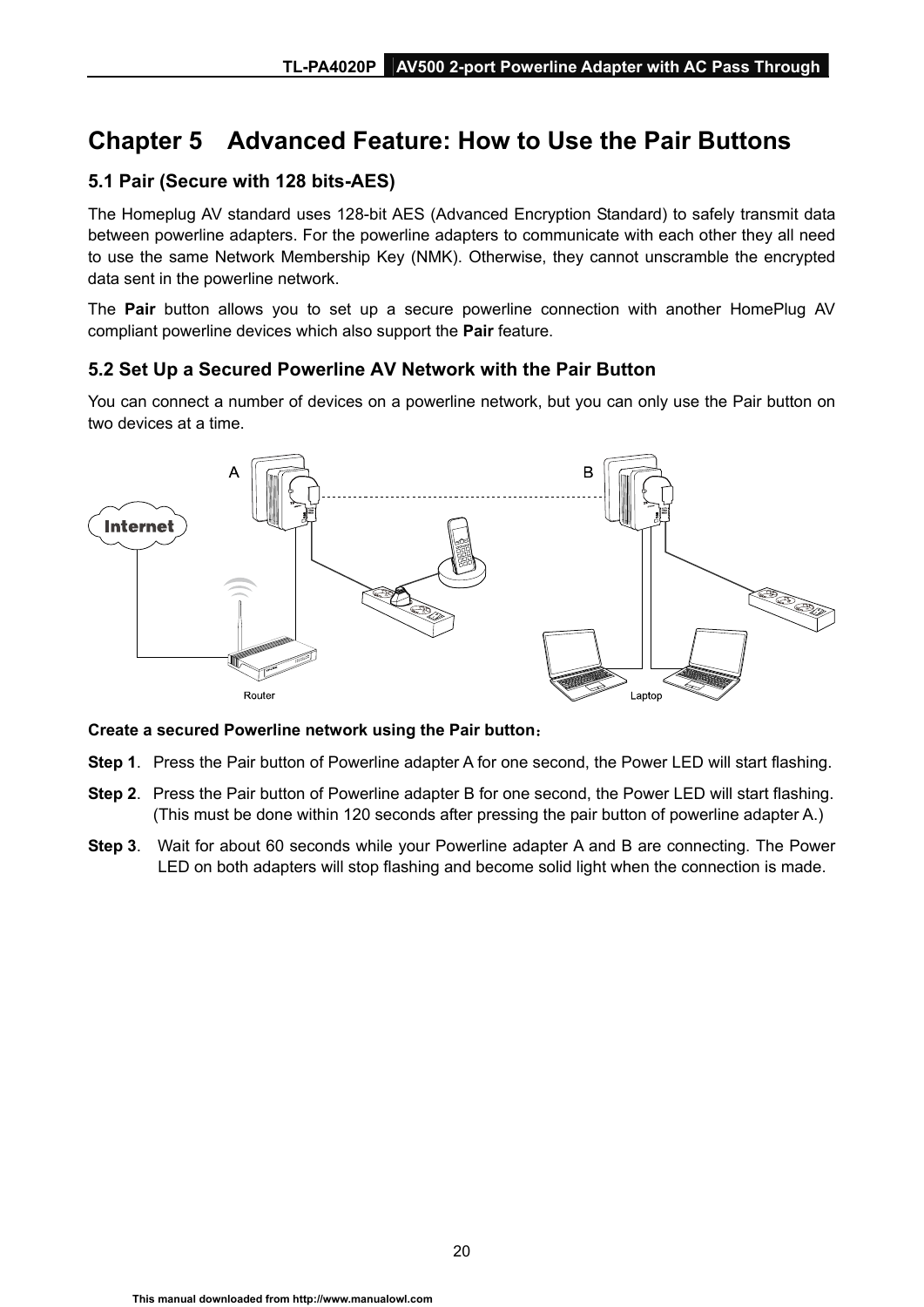# Chapter 5 Advanced Feature: How to Use the Pair Buttons

## 5.1 Pair (Secure with 128 bits-AES)

The Homeplug AV standard uses 128-bit AES (Advanced Encryption Standard) to safely transmit data between powerline adapters. For the powerline adapters to communicate with each other they all need to use the same Network Membership Key (NMK). Otherwise, they cannot unscramble the encrypted data sent in the powerline network.

The **Pair** button allows you to set up a secure powerline connection with another HomePlug AV compliant powerline devices which also support the **Pair** feature.

## 5.2 Set Up a Secured Powerline AV Network with the Pair Button

You can connect a number of devices on a powerline network, but you can only use the Pair button on two devices at a time.

**Create a secured Powerline network using the Pair button：**

**Step 1**. Press the Pair button of Powerline adapter A for one second, the Power LED will start flashing.

**Step 2**. Press the Pair button of Powerline adapter B for one second, the Power LED will start flashing. (This must be done within 120 seconds after pressing the pair button of powerline adapter A.)

**Step 3**. Wait for about 60 seconds while your Powerline adapter A and B are connecting. The Power LED on both adapters will stop flashing and become solid light when the connection is made.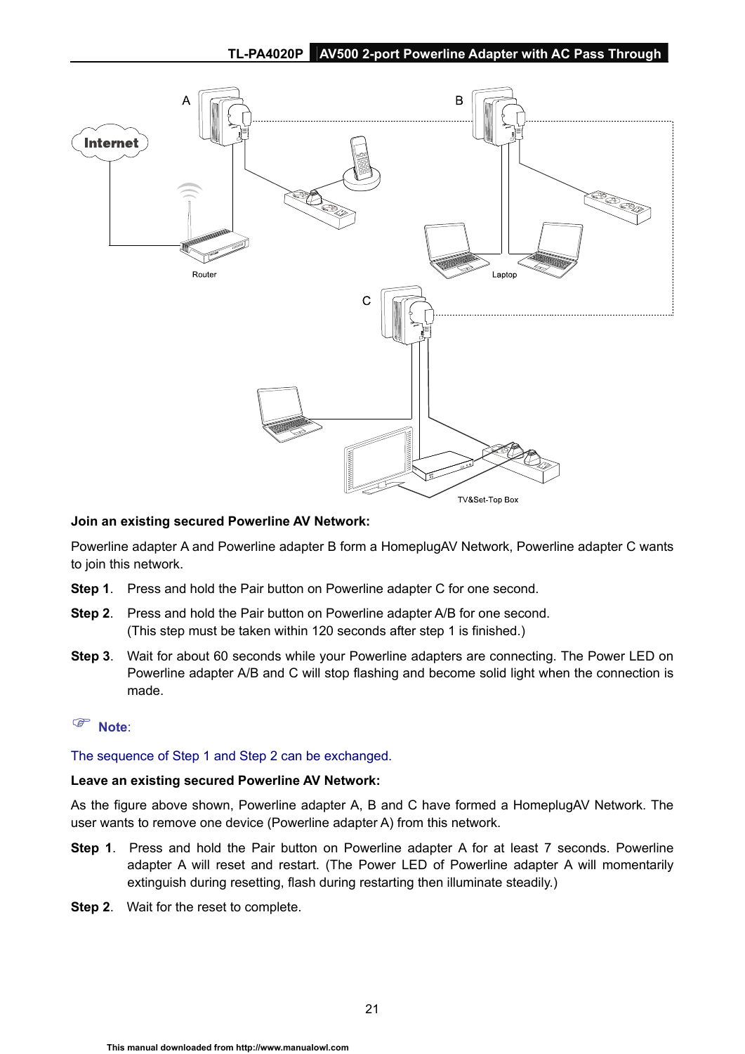**Join an existing secured Powerline AV Network:**

Powerline adapter A and Powerline adapter B form a HomeplugAV Network, Powerline adapter C wants to join this network.

**Step 1**. Press and hold the Pair button on Powerline adapter C for one second.

**Step 2**. Press and hold the Pair button on Powerline adapter A/B for one second. (This step must be taken within 120 seconds after step 1 is finished.)

**Step 3**. Wait for about 60 seconds while your Powerline adapters are connecting. The Power LED on Powerline adapter A/B and C will stop flashing and become solid light when the connection is made.

**Note**:

The sequence of Step 1 and Step 2 can be exchanged.

**Leave an existing secured Powerline AV Network:**

As the figure above shown, Powerline adapter A, B and C have formed a HomeplugAV Network. The user wants to remove one device (Powerline adapter A) from this network.

**Step 1**. Press and hold the Pair button on Powerline adapter A for at least 7 seconds. Powerline adapter A will reset and restart. (The Power LED of Powerline adapter A will momentarily extinguish during resetting, flash during restarting then illuminate steadily.)

**Step 2**. Wait for the reset to complete.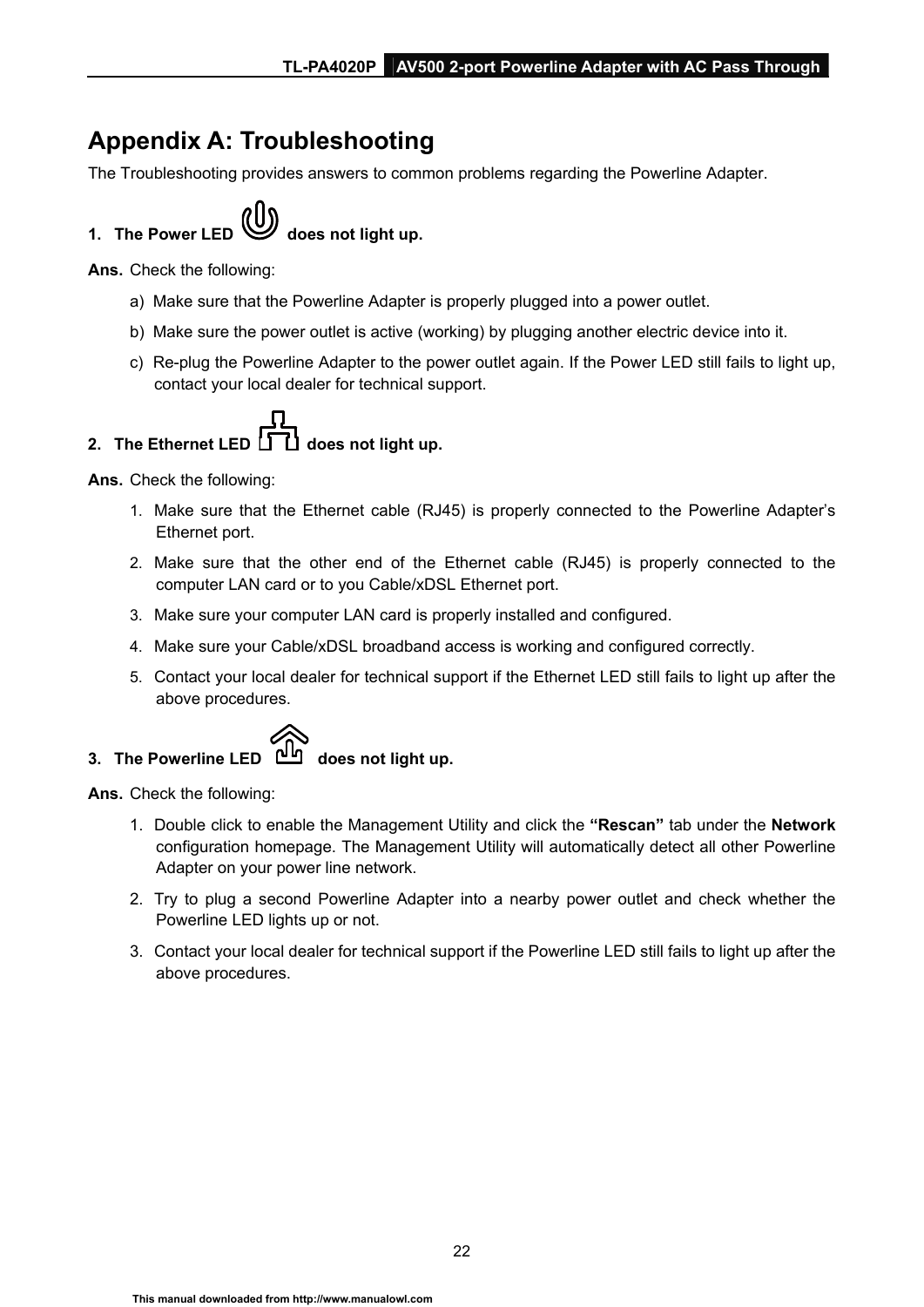# Appendix A: Troubleshooting

The Troubleshooting provides answers to common problems regarding the Powerline Adapter.

**1. The Power LED does not light up.**

**Ans.** Check the following:

a) Make sure that the Powerline Adapter is properly plugged into a power outlet.

b) Make sure the power outlet is active (working) by plugging another electric device into it.

c) Re-plug the Powerline Adapter to the power outlet again. If the Power LED still fails to light up, contact your local dealer for technical support.

**2. The Ethernet LED does not light up.**

**Ans.** Check the following:

1. Make sure that the Ethernet cable (RJ45) is properly connected to the Powerline Adapter's Ethernet port.
2. Make sure that the other end of the Ethernet cable (RJ45) is properly connected to the computer LAN card or to you Cable/xDSL Ethernet port.
3. Make sure your computer LAN card is properly installed and configured.
4. Make sure your Cable/xDSL broadband access is working and configured correctly.
5. Contact your local dealer for technical support if the Ethernet LED still fails to light up after the above procedures.

**3. The Powerline LED does not light up.**

**Ans.** Check the following:

1. Double click to enable the Management Utility and click the **"Rescan"** tab under the **Network** configuration homepage. The Management Utility will automatically detect all other Powerline Adapter on your power line network.
2. Try to plug a second Powerline Adapter into a nearby power outlet and check whether the Powerline LED lights up or not.
3. Contact your local dealer for technical support if the Powerline LED still fails to light up after the above procedures.